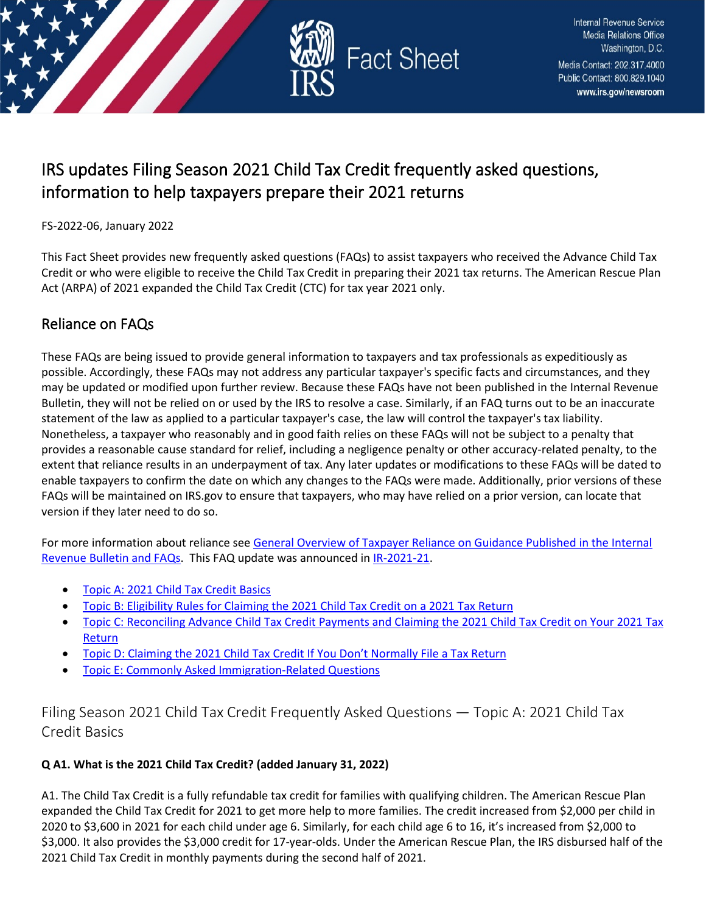Internal Revenue Service
Media Relations Office
Washington, D.C.
Media Contact: 202.317.4000
Public Contact: 800.829.1040
www.irs.gov/newsroom

# Fact Sheet

# IRS updates Filing Season 2021 Child Tax Credit frequently asked questions, information to help taxpayers prepare their 2021 returns

FS-2022-06, January 2022

This Fact Sheet provides new frequently asked questions (FAQs) to assist taxpayers who received the Advance Child Tax Credit or who were eligible to receive the Child Tax Credit in preparing their 2021 tax returns. The American Rescue Plan Act (ARPA) of 2021 expanded the Child Tax Credit (CTC) for tax year 2021 only.

## Reliance on FAQs

These FAQs are being issued to provide general information to taxpayers and tax professionals as expeditiously as possible. Accordingly, these FAQs may not address any particular taxpayer's specific facts and circumstances, and they may be updated or modified upon further review. Because these FAQs have not been published in the Internal Revenue Bulletin, they will not be relied on or used by the IRS to resolve a case. Similarly, if an FAQ turns out to be an inaccurate statement of the law as applied to a particular taxpayer's case, the law will control the taxpayer's tax liability. Nonetheless, a taxpayer who reasonably and in good faith relies on these FAQs will not be subject to a penalty that provides a reasonable cause standard for relief, including a negligence penalty or other accuracy-related penalty, to the extent that reliance results in an underpayment of tax. Any later updates or modifications to these FAQs will be dated to enable taxpayers to confirm the date on which any changes to the FAQs were made. Additionally, prior versions of these FAQs will be maintained on IRS.gov to ensure that taxpayers, who may have relied on a prior version, can locate that version if they later need to do so.

For more information about reliance see [General Overview of Taxpayer Reliance on Guidance Published in the Internal Revenue Bulletin and FAQs](). This FAQ update was announced in [IR-2021-21]().

- [Topic A: 2021 Child Tax Credit Basics]()
- [Topic B: Eligibility Rules for Claiming the 2021 Child Tax Credit on a 2021 Tax Return]()
- [Topic C: Reconciling Advance Child Tax Credit Payments and Claiming the 2021 Child Tax Credit on Your 2021 Tax Return]()
- [Topic D: Claiming the 2021 Child Tax Credit If You Don't Normally File a Tax Return]()
- [Topic E: Commonly Asked Immigration-Related Questions]()

## Filing Season 2021 Child Tax Credit Frequently Asked Questions — Topic A: 2021 Child Tax Credit Basics

**Q A1. What is the 2021 Child Tax Credit? (added January 31, 2022)**

A1. The Child Tax Credit is a fully refundable tax credit for families with qualifying children. The American Rescue Plan expanded the Child Tax Credit for 2021 to get more help to more families. The credit increased from $2,000 per child in 2020 to $3,600 in 2021 for each child under age 6. Similarly, for each child age 6 to 16, it's increased from $2,000 to $3,000. It also provides the $3,000 credit for 17-year-olds. Under the American Rescue Plan, the IRS disbursed half of the 2021 Child Tax Credit in monthly payments during the second half of 2021.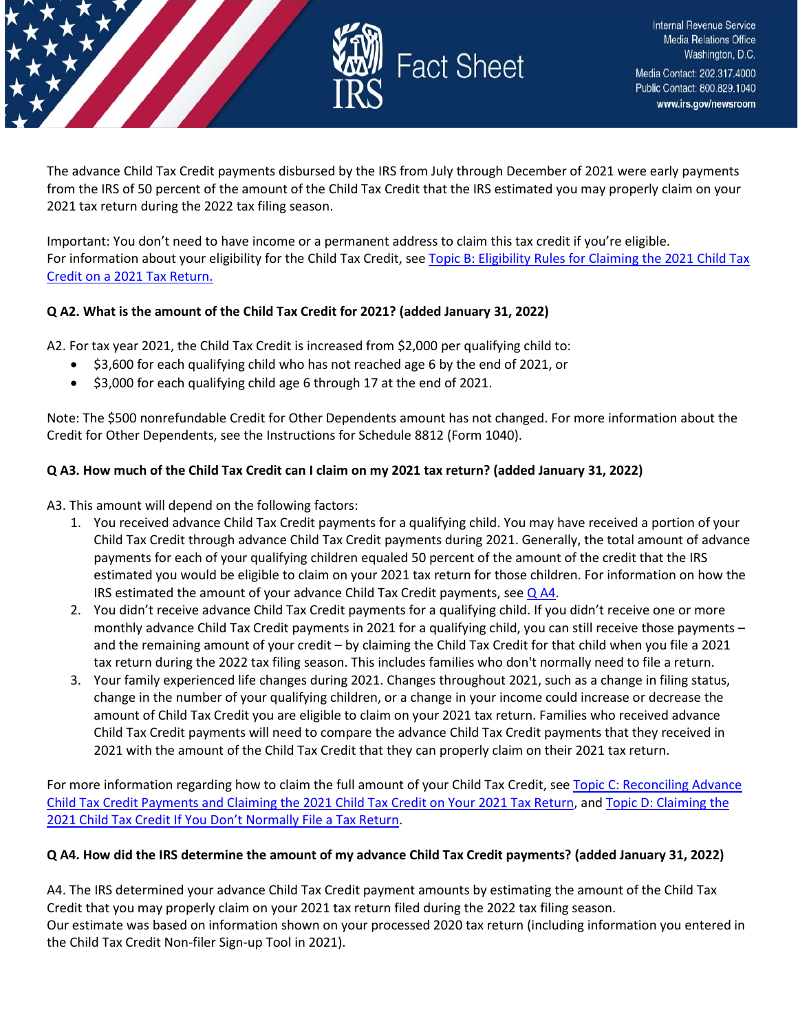The advance Child Tax Credit payments disbursed by the IRS from July through December of 2021 were early payments from the IRS of 50 percent of the amount of the Child Tax Credit that the IRS estimated you may properly claim on your 2021 tax return during the 2022 tax filing season.

Important: You don't need to have income or a permanent address to claim this tax credit if you're eligible. For information about your eligibility for the Child Tax Credit, see [Topic B: Eligibility Rules for Claiming the 2021 Child Tax Credit on a 2021 Tax Return.]

**Q A2. What is the amount of the Child Tax Credit for 2021? (added January 31, 2022)**

A2. For tax year 2021, the Child Tax Credit is increased from $2,000 per qualifying child to:

- $3,600 for each qualifying child who has not reached age 6 by the end of 2021, or
- $3,000 for each qualifying child age 6 through 17 at the end of 2021.

Note: The $500 nonrefundable Credit for Other Dependents amount has not changed. For more information about the Credit for Other Dependents, see the Instructions for Schedule 8812 (Form 1040).

**Q A3. How much of the Child Tax Credit can I claim on my 2021 tax return? (added January 31, 2022)**

A3. This amount will depend on the following factors:

1. You received advance Child Tax Credit payments for a qualifying child. You may have received a portion of your Child Tax Credit through advance Child Tax Credit payments during 2021. Generally, the total amount of advance payments for each of your qualifying children equaled 50 percent of the amount of the credit that the IRS estimated you would be eligible to claim on your 2021 tax return for those children. For information on how the IRS estimated the amount of your advance Child Tax Credit payments, see Q A4.
2. You didn't receive advance Child Tax Credit payments for a qualifying child. If you didn't receive one or more monthly advance Child Tax Credit payments in 2021 for a qualifying child, you can still receive those payments – and the remaining amount of your credit – by claiming the Child Tax Credit for that child when you file a 2021 tax return during the 2022 tax filing season. This includes families who don't normally need to file a return.
3. Your family experienced life changes during 2021. Changes throughout 2021, such as a change in filing status, change in the number of your qualifying children, or a change in your income could increase or decrease the amount of Child Tax Credit you are eligible to claim on your 2021 tax return. Families who received advance Child Tax Credit payments will need to compare the advance Child Tax Credit payments that they received in 2021 with the amount of the Child Tax Credit that they can properly claim on their 2021 tax return.

For more information regarding how to claim the full amount of your Child Tax Credit, see Topic C: Reconciling Advance Child Tax Credit Payments and Claiming the 2021 Child Tax Credit on Your 2021 Tax Return, and Topic D: Claiming the 2021 Child Tax Credit If You Don't Normally File a Tax Return.

**Q A4. How did the IRS determine the amount of my advance Child Tax Credit payments? (added January 31, 2022)**

A4. The IRS determined your advance Child Tax Credit payment amounts by estimating the amount of the Child Tax Credit that you may properly claim on your 2021 tax return filed during the 2022 tax filing season.
Our estimate was based on information shown on your processed 2020 tax return (including information you entered in the Child Tax Credit Non-filer Sign-up Tool in 2021).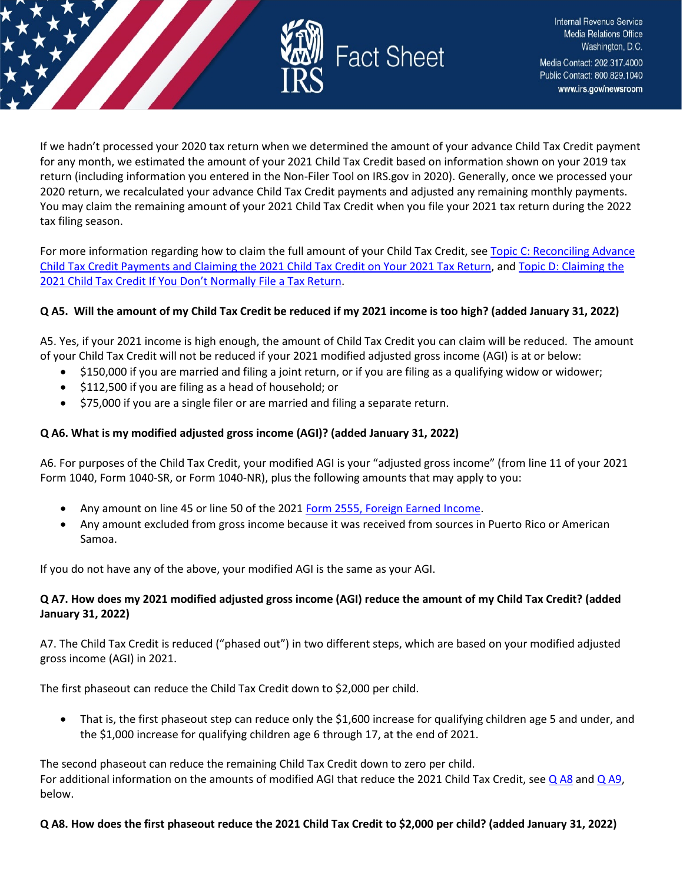If we hadn't processed your 2020 tax return when we determined the amount of your advance Child Tax Credit payment for any month, we estimated the amount of your 2021 Child Tax Credit based on information shown on your 2019 tax return (including information you entered in the Non-Filer Tool on IRS.gov in 2020). Generally, once we processed your 2020 return, we recalculated your advance Child Tax Credit payments and adjusted any remaining monthly payments. You may claim the remaining amount of your 2021 Child Tax Credit when you file your 2021 tax return during the 2022 tax filing season.

For more information regarding how to claim the full amount of your Child Tax Credit, see Topic C: Reconciling Advance Child Tax Credit Payments and Claiming the 2021 Child Tax Credit on Your 2021 Tax Return, and Topic D: Claiming the 2021 Child Tax Credit If You Don't Normally File a Tax Return.

**Q A5. Will the amount of my Child Tax Credit be reduced if my 2021 income is too high? (added January 31, 2022)**

A5. Yes, if your 2021 income is high enough, the amount of Child Tax Credit you can claim will be reduced. The amount of your Child Tax Credit will not be reduced if your 2021 modified adjusted gross income (AGI) is at or below:

- $150,000 if you are married and filing a joint return, or if you are filing as a qualifying widow or widower;
- $112,500 if you are filing as a head of household; or
- $75,000 if you are a single filer or are married and filing a separate return.

**Q A6. What is my modified adjusted gross income (AGI)? (added January 31, 2022)**

A6. For purposes of the Child Tax Credit, your modified AGI is your "adjusted gross income" (from line 11 of your 2021 Form 1040, Form 1040-SR, or Form 1040-NR), plus the following amounts that may apply to you:

- Any amount on line 45 or line 50 of the 2021 Form 2555, Foreign Earned Income.
- Any amount excluded from gross income because it was received from sources in Puerto Rico or American Samoa.

If you do not have any of the above, your modified AGI is the same as your AGI.

**Q A7. How does my 2021 modified adjusted gross income (AGI) reduce the amount of my Child Tax Credit? (added January 31, 2022)**

A7. The Child Tax Credit is reduced ("phased out") in two different steps, which are based on your modified adjusted gross income (AGI) in 2021.

The first phaseout can reduce the Child Tax Credit down to $2,000 per child.

- That is, the first phaseout step can reduce only the $1,600 increase for qualifying children age 5 and under, and the $1,000 increase for qualifying children age 6 through 17, at the end of 2021.

The second phaseout can reduce the remaining Child Tax Credit down to zero per child.
For additional information on the amounts of modified AGI that reduce the 2021 Child Tax Credit, see Q A8 and Q A9, below.

**Q A8. How does the first phaseout reduce the 2021 Child Tax Credit to $2,000 per child? (added January 31, 2022)**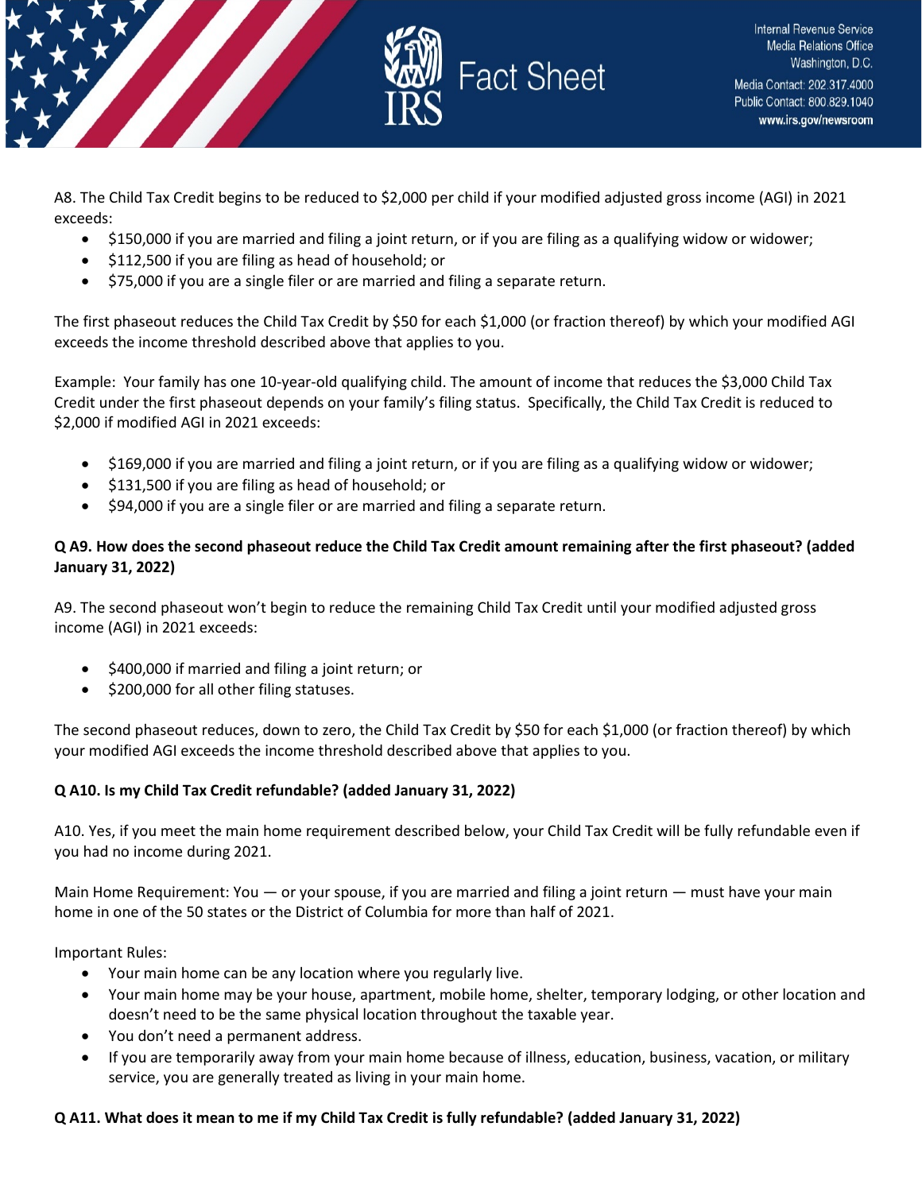A8. The Child Tax Credit begins to be reduced to $2,000 per child if your modified adjusted gross income (AGI) in 2021 exceeds:

- $150,000 if you are married and filing a joint return, or if you are filing as a qualifying widow or widower;
- $112,500 if you are filing as head of household; or
- $75,000 if you are a single filer or are married and filing a separate return.

The first phaseout reduces the Child Tax Credit by $50 for each $1,000 (or fraction thereof) by which your modified AGI exceeds the income threshold described above that applies to you.

Example: Your family has one 10-year-old qualifying child. The amount of income that reduces the $3,000 Child Tax Credit under the first phaseout depends on your family's filing status. Specifically, the Child Tax Credit is reduced to $2,000 if modified AGI in 2021 exceeds:

- $169,000 if you are married and filing a joint return, or if you are filing as a qualifying widow or widower;
- $131,500 if you are filing as head of household; or
- $94,000 if you are a single filer or are married and filing a separate return.

**Q A9. How does the second phaseout reduce the Child Tax Credit amount remaining after the first phaseout? (added January 31, 2022)**

A9. The second phaseout won't begin to reduce the remaining Child Tax Credit until your modified adjusted gross income (AGI) in 2021 exceeds:

- $400,000 if married and filing a joint return; or
- $200,000 for all other filing statuses.

The second phaseout reduces, down to zero, the Child Tax Credit by $50 for each $1,000 (or fraction thereof) by which your modified AGI exceeds the income threshold described above that applies to you.

**Q A10. Is my Child Tax Credit refundable? (added January 31, 2022)**

A10. Yes, if you meet the main home requirement described below, your Child Tax Credit will be fully refundable even if you had no income during 2021.

Main Home Requirement: You — or your spouse, if you are married and filing a joint return — must have your main home in one of the 50 states or the District of Columbia for more than half of 2021.

Important Rules:

- Your main home can be any location where you regularly live.
- Your main home may be your house, apartment, mobile home, shelter, temporary lodging, or other location and doesn't need to be the same physical location throughout the taxable year.
- You don't need a permanent address.
- If you are temporarily away from your main home because of illness, education, business, vacation, or military service, you are generally treated as living in your main home.

**Q A11. What does it mean to me if my Child Tax Credit is fully refundable? (added January 31, 2022)**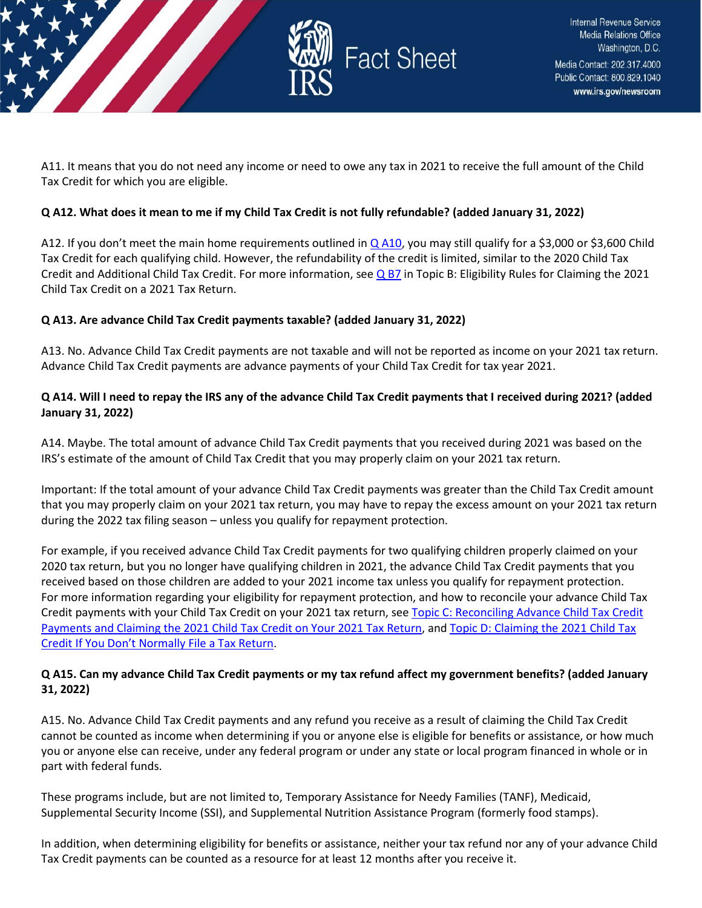A11. It means that you do not need any income or need to owe any tax in 2021 to receive the full amount of the Child Tax Credit for which you are eligible.

**Q A12. What does it mean to me if my Child Tax Credit is not fully refundable? (added January 31, 2022)**

A12. If you don't meet the main home requirements outlined in [Q A10](), you may still qualify for a $3,000 or $3,600 Child Tax Credit for each qualifying child. However, the refundability of the credit is limited, similar to the 2020 Child Tax Credit and Additional Child Tax Credit. For more information, see [Q B7]() in Topic B: Eligibility Rules for Claiming the 2021 Child Tax Credit on a 2021 Tax Return.

**Q A13. Are advance Child Tax Credit payments taxable? (added January 31, 2022)**

A13. No. Advance Child Tax Credit payments are not taxable and will not be reported as income on your 2021 tax return. Advance Child Tax Credit payments are advance payments of your Child Tax Credit for tax year 2021.

**Q A14. Will I need to repay the IRS any of the advance Child Tax Credit payments that I received during 2021? (added January 31, 2022)**

A14. Maybe. The total amount of advance Child Tax Credit payments that you received during 2021 was based on the IRS's estimate of the amount of Child Tax Credit that you may properly claim on your 2021 tax return.

Important: If the total amount of your advance Child Tax Credit payments was greater than the Child Tax Credit amount that you may properly claim on your 2021 tax return, you may have to repay the excess amount on your 2021 tax return during the 2022 tax filing season – unless you qualify for repayment protection.

For example, if you received advance Child Tax Credit payments for two qualifying children properly claimed on your 2020 tax return, but you no longer have qualifying children in 2021, the advance Child Tax Credit payments that you received based on those children are added to your 2021 income tax unless you qualify for repayment protection. For more information regarding your eligibility for repayment protection, and how to reconcile your advance Child Tax Credit payments with your Child Tax Credit on your 2021 tax return, see [Topic C: Reconciling Advance Child Tax Credit Payments and Claiming the 2021 Child Tax Credit on Your 2021 Tax Return](), and [Topic D: Claiming the 2021 Child Tax Credit If You Don't Normally File a Tax Return]().

**Q A15. Can my advance Child Tax Credit payments or my tax refund affect my government benefits? (added January 31, 2022)**

A15. No. Advance Child Tax Credit payments and any refund you receive as a result of claiming the Child Tax Credit cannot be counted as income when determining if you or anyone else is eligible for benefits or assistance, or how much you or anyone else can receive, under any federal program or under any state or local program financed in whole or in part with federal funds.

These programs include, but are not limited to, Temporary Assistance for Needy Families (TANF), Medicaid, Supplemental Security Income (SSI), and Supplemental Nutrition Assistance Program (formerly food stamps).

In addition, when determining eligibility for benefits or assistance, neither your tax refund nor any of your advance Child Tax Credit payments can be counted as a resource for at least 12 months after you receive it.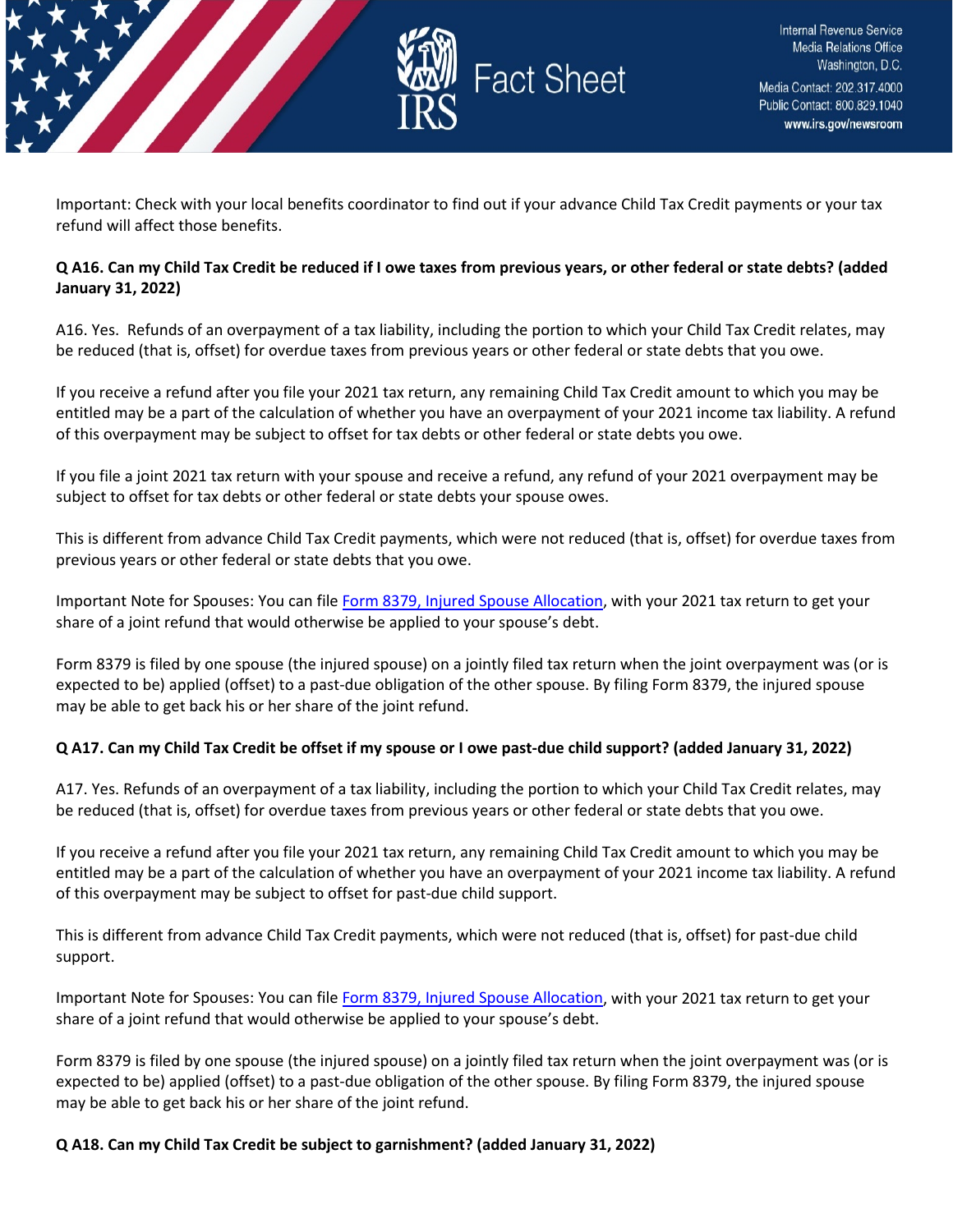Important: Check with your local benefits coordinator to find out if your advance Child Tax Credit payments or your tax refund will affect those benefits.

**Q A16. Can my Child Tax Credit be reduced if I owe taxes from previous years, or other federal or state debts? (added January 31, 2022)**

A16. Yes. Refunds of an overpayment of a tax liability, including the portion to which your Child Tax Credit relates, may be reduced (that is, offset) for overdue taxes from previous years or other federal or state debts that you owe.

If you receive a refund after you file your 2021 tax return, any remaining Child Tax Credit amount to which you may be entitled may be a part of the calculation of whether you have an overpayment of your 2021 income tax liability. A refund of this overpayment may be subject to offset for tax debts or other federal or state debts you owe.

If you file a joint 2021 tax return with your spouse and receive a refund, any refund of your 2021 overpayment may be subject to offset for tax debts or other federal or state debts your spouse owes.

This is different from advance Child Tax Credit payments, which were not reduced (that is, offset) for overdue taxes from previous years or other federal or state debts that you owe.

Important Note for Spouses: You can file [Form 8379, Injured Spouse Allocation](), with your 2021 tax return to get your share of a joint refund that would otherwise be applied to your spouse's debt.

Form 8379 is filed by one spouse (the injured spouse) on a jointly filed tax return when the joint overpayment was (or is expected to be) applied (offset) to a past-due obligation of the other spouse. By filing Form 8379, the injured spouse may be able to get back his or her share of the joint refund.

**Q A17. Can my Child Tax Credit be offset if my spouse or I owe past-due child support? (added January 31, 2022)**

A17. Yes. Refunds of an overpayment of a tax liability, including the portion to which your Child Tax Credit relates, may be reduced (that is, offset) for overdue taxes from previous years or other federal or state debts that you owe.

If you receive a refund after you file your 2021 tax return, any remaining Child Tax Credit amount to which you may be entitled may be a part of the calculation of whether you have an overpayment of your 2021 income tax liability. A refund of this overpayment may be subject to offset for past-due child support.

This is different from advance Child Tax Credit payments, which were not reduced (that is, offset) for past-due child support.

Important Note for Spouses: You can file [Form 8379, Injured Spouse Allocation](), with your 2021 tax return to get your share of a joint refund that would otherwise be applied to your spouse's debt.

Form 8379 is filed by one spouse (the injured spouse) on a jointly filed tax return when the joint overpayment was (or is expected to be) applied (offset) to a past-due obligation of the other spouse. By filing Form 8379, the injured spouse may be able to get back his or her share of the joint refund.

**Q A18. Can my Child Tax Credit be subject to garnishment? (added January 31, 2022)**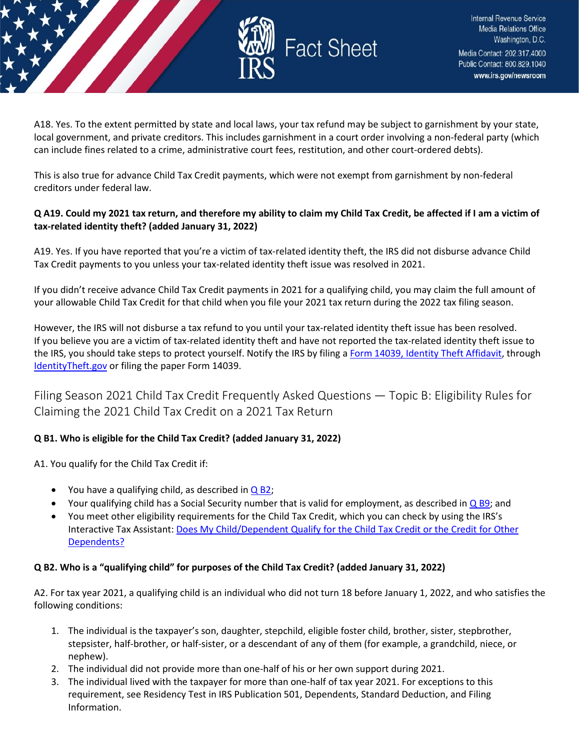A18. Yes. To the extent permitted by state and local laws, your tax refund may be subject to garnishment by your state, local government, and private creditors. This includes garnishment in a court order involving a non-federal party (which can include fines related to a crime, administrative court fees, restitution, and other court-ordered debts).

This is also true for advance Child Tax Credit payments, which were not exempt from garnishment by non-federal creditors under federal law.

**Q A19. Could my 2021 tax return, and therefore my ability to claim my Child Tax Credit, be affected if I am a victim of tax-related identity theft? (added January 31, 2022)**

A19. Yes. If you have reported that you're a victim of tax-related identity theft, the IRS did not disburse advance Child Tax Credit payments to you unless your tax-related identity theft issue was resolved in 2021.

If you didn't receive advance Child Tax Credit payments in 2021 for a qualifying child, you may claim the full amount of your allowable Child Tax Credit for that child when you file your 2021 tax return during the 2022 tax filing season.

However, the IRS will not disburse a tax refund to you until your tax-related identity theft issue has been resolved. If you believe you are a victim of tax-related identity theft and have not reported the tax-related identity theft issue to the IRS, you should take steps to protect yourself. Notify the IRS by filing a Form 14039, Identity Theft Affidavit, through IdentityTheft.gov or filing the paper Form 14039.

## Filing Season 2021 Child Tax Credit Frequently Asked Questions — Topic B: Eligibility Rules for Claiming the 2021 Child Tax Credit on a 2021 Tax Return

**Q B1. Who is eligible for the Child Tax Credit? (added January 31, 2022)**

A1. You qualify for the Child Tax Credit if:

- You have a qualifying child, as described in Q B2;
- Your qualifying child has a Social Security number that is valid for employment, as described in Q B9; and
- You meet other eligibility requirements for the Child Tax Credit, which you can check by using the IRS's Interactive Tax Assistant: Does My Child/Dependent Qualify for the Child Tax Credit or the Credit for Other Dependents?

**Q B2. Who is a "qualifying child" for purposes of the Child Tax Credit? (added January 31, 2022)**

A2. For tax year 2021, a qualifying child is an individual who did not turn 18 before January 1, 2022, and who satisfies the following conditions:

1. The individual is the taxpayer's son, daughter, stepchild, eligible foster child, brother, sister, stepbrother, stepsister, half-brother, or half-sister, or a descendant of any of them (for example, a grandchild, niece, or nephew).
2. The individual did not provide more than one-half of his or her own support during 2021.
3. The individual lived with the taxpayer for more than one-half of tax year 2021. For exceptions to this requirement, see Residency Test in IRS Publication 501, Dependents, Standard Deduction, and Filing Information.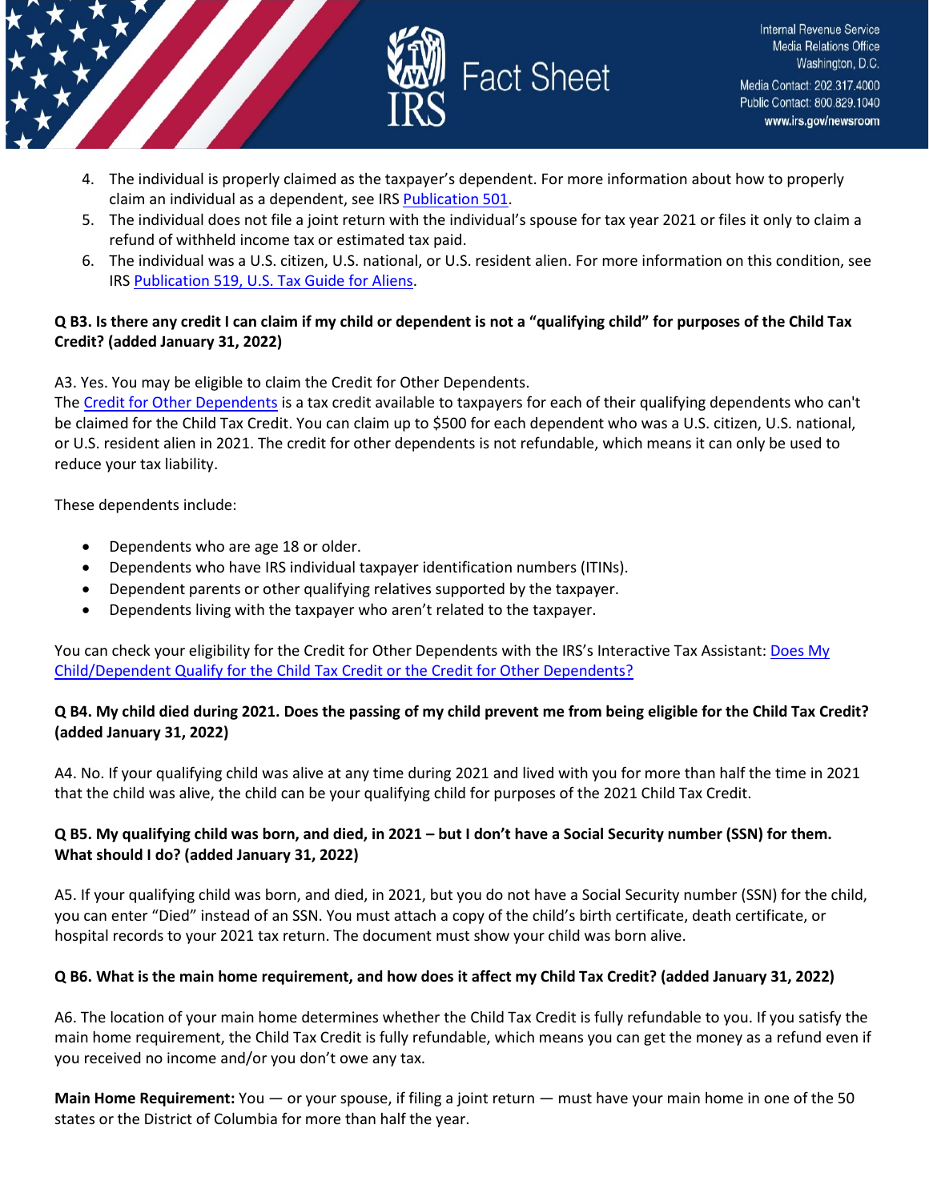4. The individual is properly claimed as the taxpayer's dependent. For more information about how to properly claim an individual as a dependent, see IRS Publication 501.
5. The individual does not file a joint return with the individual's spouse for tax year 2021 or files it only to claim a refund of withheld income tax or estimated tax paid.
6. The individual was a U.S. citizen, U.S. national, or U.S. resident alien. For more information on this condition, see IRS Publication 519, U.S. Tax Guide for Aliens.

**Q B3. Is there any credit I can claim if my child or dependent is not a "qualifying child" for purposes of the Child Tax Credit? (added January 31, 2022)**

A3. Yes. You may be eligible to claim the Credit for Other Dependents.
The Credit for Other Dependents is a tax credit available to taxpayers for each of their qualifying dependents who can't be claimed for the Child Tax Credit. You can claim up to $500 for each dependent who was a U.S. citizen, U.S. national, or U.S. resident alien in 2021. The credit for other dependents is not refundable, which means it can only be used to reduce your tax liability.

These dependents include:

- Dependents who are age 18 or older.
- Dependents who have IRS individual taxpayer identification numbers (ITINs).
- Dependent parents or other qualifying relatives supported by the taxpayer.
- Dependents living with the taxpayer who aren't related to the taxpayer.

You can check your eligibility for the Credit for Other Dependents with the IRS's Interactive Tax Assistant: Does My Child/Dependent Qualify for the Child Tax Credit or the Credit for Other Dependents?

**Q B4. My child died during 2021. Does the passing of my child prevent me from being eligible for the Child Tax Credit? (added January 31, 2022)**

A4. No. If your qualifying child was alive at any time during 2021 and lived with you for more than half the time in 2021 that the child was alive, the child can be your qualifying child for purposes of the 2021 Child Tax Credit.

**Q B5. My qualifying child was born, and died, in 2021 – but I don't have a Social Security number (SSN) for them. What should I do? (added January 31, 2022)**

A5. If your qualifying child was born, and died, in 2021, but you do not have a Social Security number (SSN) for the child, you can enter "Died" instead of an SSN. You must attach a copy of the child's birth certificate, death certificate, or hospital records to your 2021 tax return. The document must show your child was born alive.

**Q B6. What is the main home requirement, and how does it affect my Child Tax Credit? (added January 31, 2022)**

A6. The location of your main home determines whether the Child Tax Credit is fully refundable to you. If you satisfy the main home requirement, the Child Tax Credit is fully refundable, which means you can get the money as a refund even if you received no income and/or you don't owe any tax.

**Main Home Requirement:** You — or your spouse, if filing a joint return — must have your main home in one of the 50 states or the District of Columbia for more than half the year.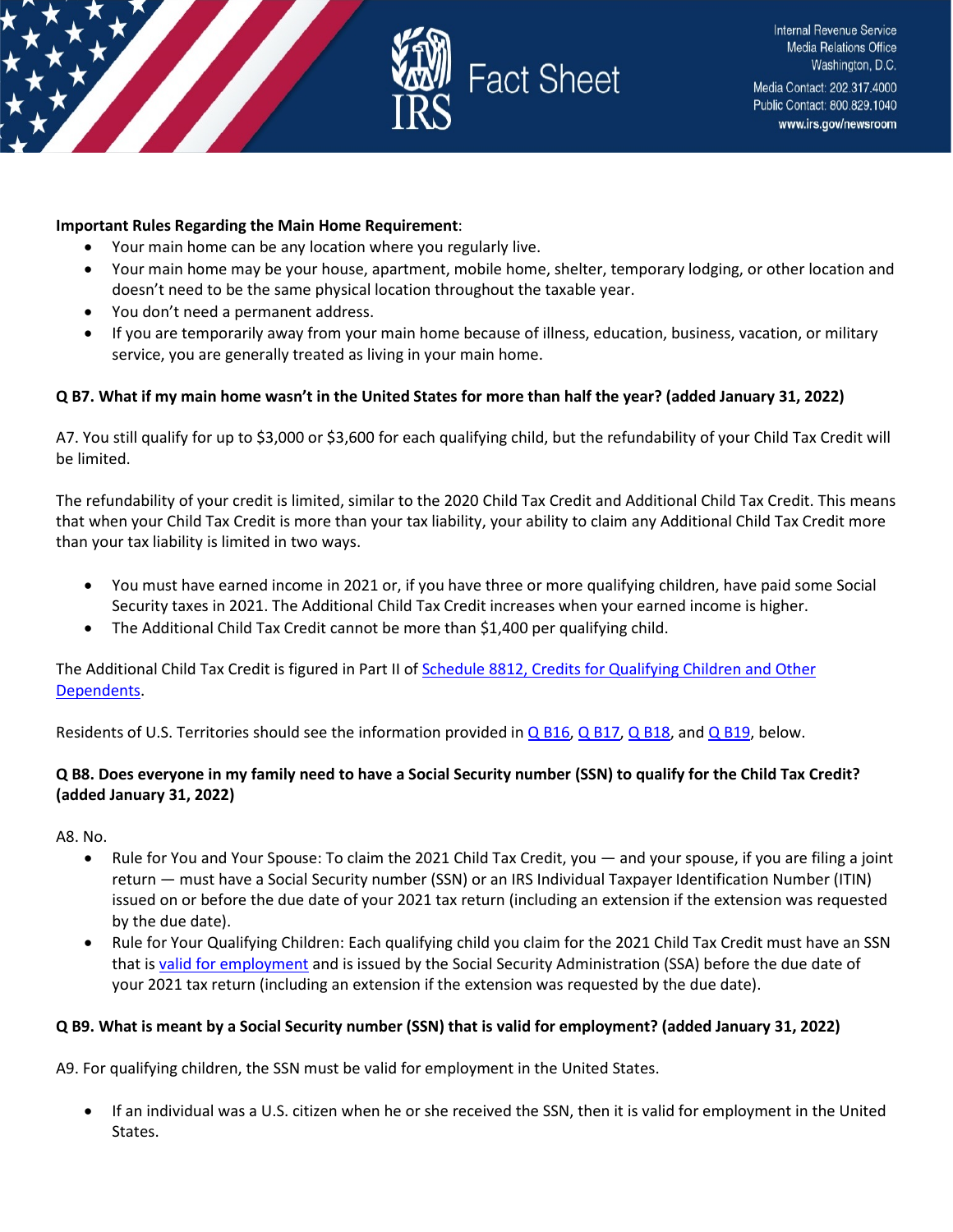**Important Rules Regarding the Main Home Requirement**:

- Your main home can be any location where you regularly live.
- Your main home may be your house, apartment, mobile home, shelter, temporary lodging, or other location and doesn't need to be the same physical location throughout the taxable year.
- You don't need a permanent address.
- If you are temporarily away from your main home because of illness, education, business, vacation, or military service, you are generally treated as living in your main home.

**Q B7. What if my main home wasn't in the United States for more than half the year? (added January 31, 2022)**

A7. You still qualify for up to $3,000 or $3,600 for each qualifying child, but the refundability of your Child Tax Credit will be limited.

The refundability of your credit is limited, similar to the 2020 Child Tax Credit and Additional Child Tax Credit. This means that when your Child Tax Credit is more than your tax liability, your ability to claim any Additional Child Tax Credit more than your tax liability is limited in two ways.

- You must have earned income in 2021 or, if you have three or more qualifying children, have paid some Social Security taxes in 2021. The Additional Child Tax Credit increases when your earned income is higher.
- The Additional Child Tax Credit cannot be more than $1,400 per qualifying child.

The Additional Child Tax Credit is figured in Part II of Schedule 8812, Credits for Qualifying Children and Other Dependents.

Residents of U.S. Territories should see the information provided in Q B16, Q B17, Q B18, and Q B19, below.

**Q B8. Does everyone in my family need to have a Social Security number (SSN) to qualify for the Child Tax Credit? (added January 31, 2022)**

A8. No.

- Rule for You and Your Spouse: To claim the 2021 Child Tax Credit, you — and your spouse, if you are filing a joint return — must have a Social Security number (SSN) or an IRS Individual Taxpayer Identification Number (ITIN) issued on or before the due date of your 2021 tax return (including an extension if the extension was requested by the due date).
- Rule for Your Qualifying Children: Each qualifying child you claim for the 2021 Child Tax Credit must have an SSN that is valid for employment and is issued by the Social Security Administration (SSA) before the due date of your 2021 tax return (including an extension if the extension was requested by the due date).

**Q B9. What is meant by a Social Security number (SSN) that is valid for employment? (added January 31, 2022)**

A9. For qualifying children, the SSN must be valid for employment in the United States.

- If an individual was a U.S. citizen when he or she received the SSN, then it is valid for employment in the United States.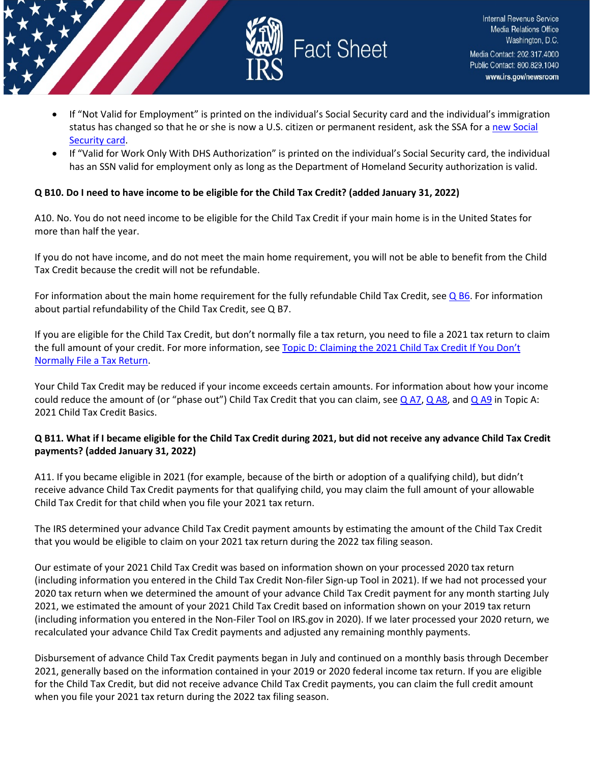- If "Not Valid for Employment" is printed on the individual's Social Security card and the individual's immigration status has changed so that he or she is now a U.S. citizen or permanent resident, ask the SSA for a new Social Security card.
- If "Valid for Work Only With DHS Authorization" is printed on the individual's Social Security card, the individual has an SSN valid for employment only as long as the Department of Homeland Security authorization is valid.

**Q B10. Do I need to have income to be eligible for the Child Tax Credit? (added January 31, 2022)**

A10. No. You do not need income to be eligible for the Child Tax Credit if your main home is in the United States for more than half the year.

If you do not have income, and do not meet the main home requirement, you will not be able to benefit from the Child Tax Credit because the credit will not be refundable.

For information about the main home requirement for the fully refundable Child Tax Credit, see Q B6. For information about partial refundability of the Child Tax Credit, see Q B7.

If you are eligible for the Child Tax Credit, but don't normally file a tax return, you need to file a 2021 tax return to claim the full amount of your credit. For more information, see Topic D: Claiming the 2021 Child Tax Credit If You Don't Normally File a Tax Return.

Your Child Tax Credit may be reduced if your income exceeds certain amounts. For information about how your income could reduce the amount of (or "phase out") Child Tax Credit that you can claim, see Q A7, Q A8, and Q A9 in Topic A: 2021 Child Tax Credit Basics.

**Q B11. What if I became eligible for the Child Tax Credit during 2021, but did not receive any advance Child Tax Credit payments? (added January 31, 2022)**

A11. If you became eligible in 2021 (for example, because of the birth or adoption of a qualifying child), but didn't receive advance Child Tax Credit payments for that qualifying child, you may claim the full amount of your allowable Child Tax Credit for that child when you file your 2021 tax return.

The IRS determined your advance Child Tax Credit payment amounts by estimating the amount of the Child Tax Credit that you would be eligible to claim on your 2021 tax return during the 2022 tax filing season.

Our estimate of your 2021 Child Tax Credit was based on information shown on your processed 2020 tax return (including information you entered in the Child Tax Credit Non-filer Sign-up Tool in 2021). If we had not processed your 2020 tax return when we determined the amount of your advance Child Tax Credit payment for any month starting July 2021, we estimated the amount of your 2021 Child Tax Credit based on information shown on your 2019 tax return (including information you entered in the Non-Filer Tool on IRS.gov in 2020). If we later processed your 2020 return, we recalculated your advance Child Tax Credit payments and adjusted any remaining monthly payments.

Disbursement of advance Child Tax Credit payments began in July and continued on a monthly basis through December 2021, generally based on the information contained in your 2019 or 2020 federal income tax return. If you are eligible for the Child Tax Credit, but did not receive advance Child Tax Credit payments, you can claim the full credit amount when you file your 2021 tax return during the 2022 tax filing season.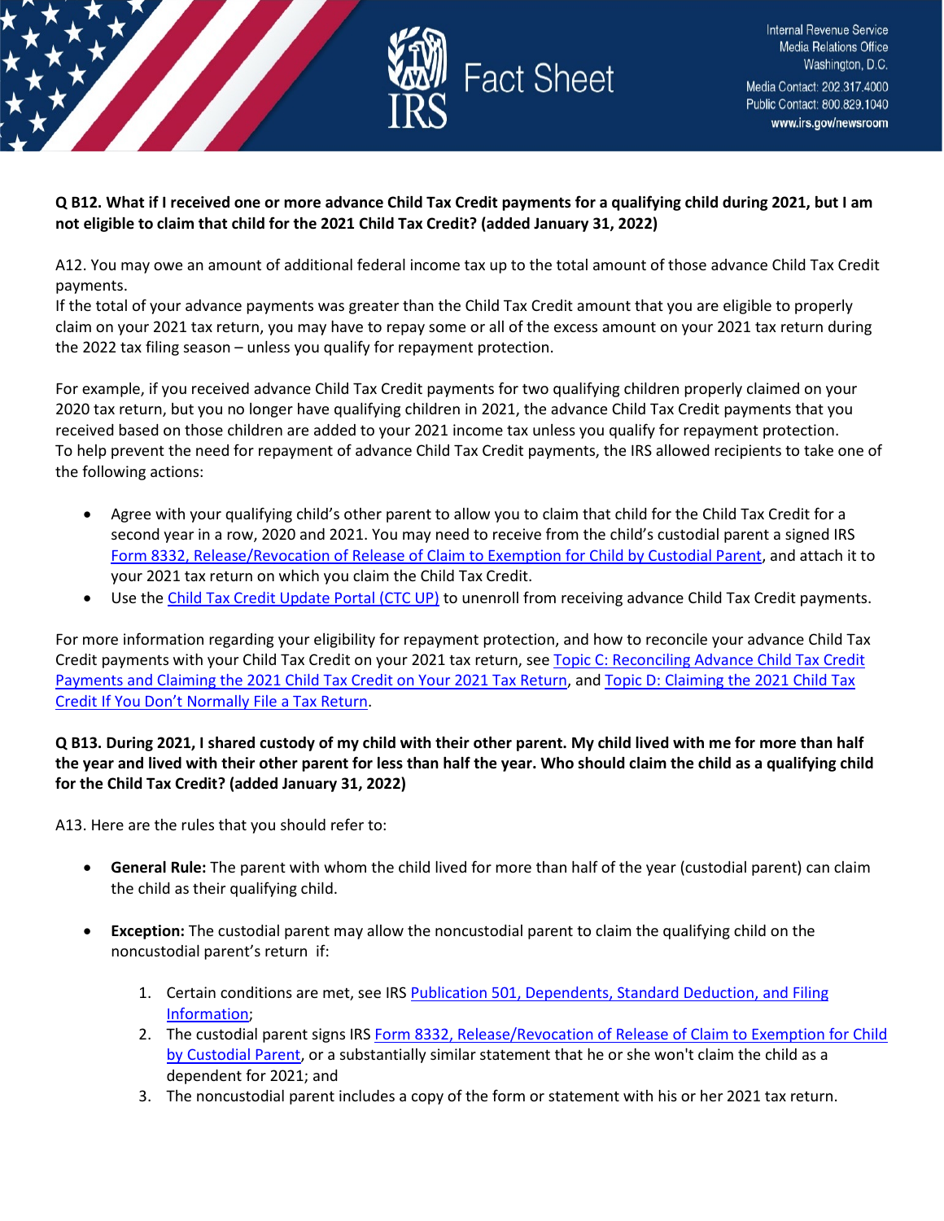**Q B12. What if I received one or more advance Child Tax Credit payments for a qualifying child during 2021, but I am not eligible to claim that child for the 2021 Child Tax Credit? (added January 31, 2022)**

A12. You may owe an amount of additional federal income tax up to the total amount of those advance Child Tax Credit payments.
If the total of your advance payments was greater than the Child Tax Credit amount that you are eligible to properly claim on your 2021 tax return, you may have to repay some or all of the excess amount on your 2021 tax return during the 2022 tax filing season – unless you qualify for repayment protection.

For example, if you received advance Child Tax Credit payments for two qualifying children properly claimed on your 2020 tax return, but you no longer have qualifying children in 2021, the advance Child Tax Credit payments that you received based on those children are added to your 2021 income tax unless you qualify for repayment protection.
To help prevent the need for repayment of advance Child Tax Credit payments, the IRS allowed recipients to take one of the following actions:

- Agree with your qualifying child's other parent to allow you to claim that child for the Child Tax Credit for a second year in a row, 2020 and 2021. You may need to receive from the child's custodial parent a signed IRS Form 8332, Release/Revocation of Release of Claim to Exemption for Child by Custodial Parent, and attach it to your 2021 tax return on which you claim the Child Tax Credit.
- Use the Child Tax Credit Update Portal (CTC UP) to unenroll from receiving advance Child Tax Credit payments.

For more information regarding your eligibility for repayment protection, and how to reconcile your advance Child Tax Credit payments with your Child Tax Credit on your 2021 tax return, see Topic C: Reconciling Advance Child Tax Credit Payments and Claiming the 2021 Child Tax Credit on Your 2021 Tax Return, and Topic D: Claiming the 2021 Child Tax Credit If You Don't Normally File a Tax Return.

**Q B13. During 2021, I shared custody of my child with their other parent. My child lived with me for more than half the year and lived with their other parent for less than half the year. Who should claim the child as a qualifying child for the Child Tax Credit? (added January 31, 2022)**

A13. Here are the rules that you should refer to:

- **General Rule:** The parent with whom the child lived for more than half of the year (custodial parent) can claim the child as their qualifying child.
- **Exception:** The custodial parent may allow the noncustodial parent to claim the qualifying child on the noncustodial parent's return if:
  1. Certain conditions are met, see IRS Publication 501, Dependents, Standard Deduction, and Filing Information;
  2. The custodial parent signs IRS Form 8332, Release/Revocation of Release of Claim to Exemption for Child by Custodial Parent, or a substantially similar statement that he or she won't claim the child as a dependent for 2021; and
  3. The noncustodial parent includes a copy of the form or statement with his or her 2021 tax return.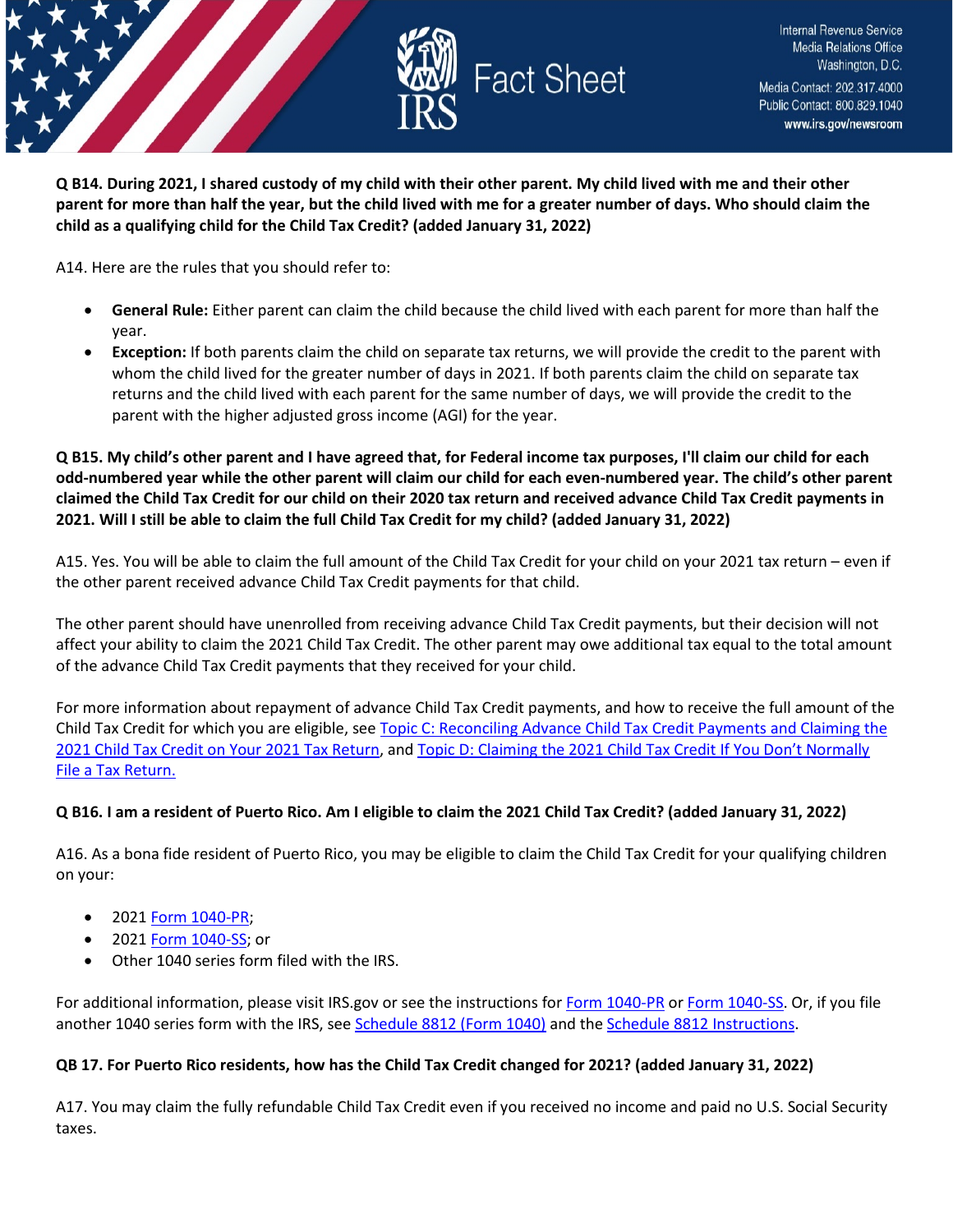**Q B14. During 2021, I shared custody of my child with their other parent. My child lived with me and their other parent for more than half the year, but the child lived with me for a greater number of days. Who should claim the child as a qualifying child for the Child Tax Credit? (added January 31, 2022)**

A14. Here are the rules that you should refer to:

- **General Rule:** Either parent can claim the child because the child lived with each parent for more than half the year.
- **Exception:** If both parents claim the child on separate tax returns, we will provide the credit to the parent with whom the child lived for the greater number of days in 2021. If both parents claim the child on separate tax returns and the child lived with each parent for the same number of days, we will provide the credit to the parent with the higher adjusted gross income (AGI) for the year.

**Q B15. My child's other parent and I have agreed that, for Federal income tax purposes, I'll claim our child for each odd-numbered year while the other parent will claim our child for each even-numbered year. The child's other parent claimed the Child Tax Credit for our child on their 2020 tax return and received advance Child Tax Credit payments in 2021. Will I still be able to claim the full Child Tax Credit for my child? (added January 31, 2022)**

A15. Yes. You will be able to claim the full amount of the Child Tax Credit for your child on your 2021 tax return – even if the other parent received advance Child Tax Credit payments for that child.

The other parent should have unenrolled from receiving advance Child Tax Credit payments, but their decision will not affect your ability to claim the 2021 Child Tax Credit. The other parent may owe additional tax equal to the total amount of the advance Child Tax Credit payments that they received for your child.

For more information about repayment of advance Child Tax Credit payments, and how to receive the full amount of the Child Tax Credit for which you are eligible, see Topic C: Reconciling Advance Child Tax Credit Payments and Claiming the 2021 Child Tax Credit on Your 2021 Tax Return, and Topic D: Claiming the 2021 Child Tax Credit If You Don't Normally File a Tax Return.

**Q B16. I am a resident of Puerto Rico. Am I eligible to claim the 2021 Child Tax Credit? (added January 31, 2022)**

A16. As a bona fide resident of Puerto Rico, you may be eligible to claim the Child Tax Credit for your qualifying children on your:

- 2021 Form 1040-PR;
- 2021 Form 1040-SS; or
- Other 1040 series form filed with the IRS.

For additional information, please visit IRS.gov or see the instructions for Form 1040-PR or Form 1040-SS. Or, if you file another 1040 series form with the IRS, see Schedule 8812 (Form 1040) and the Schedule 8812 Instructions.

**QB 17. For Puerto Rico residents, how has the Child Tax Credit changed for 2021? (added January 31, 2022)**

A17. You may claim the fully refundable Child Tax Credit even if you received no income and paid no U.S. Social Security taxes.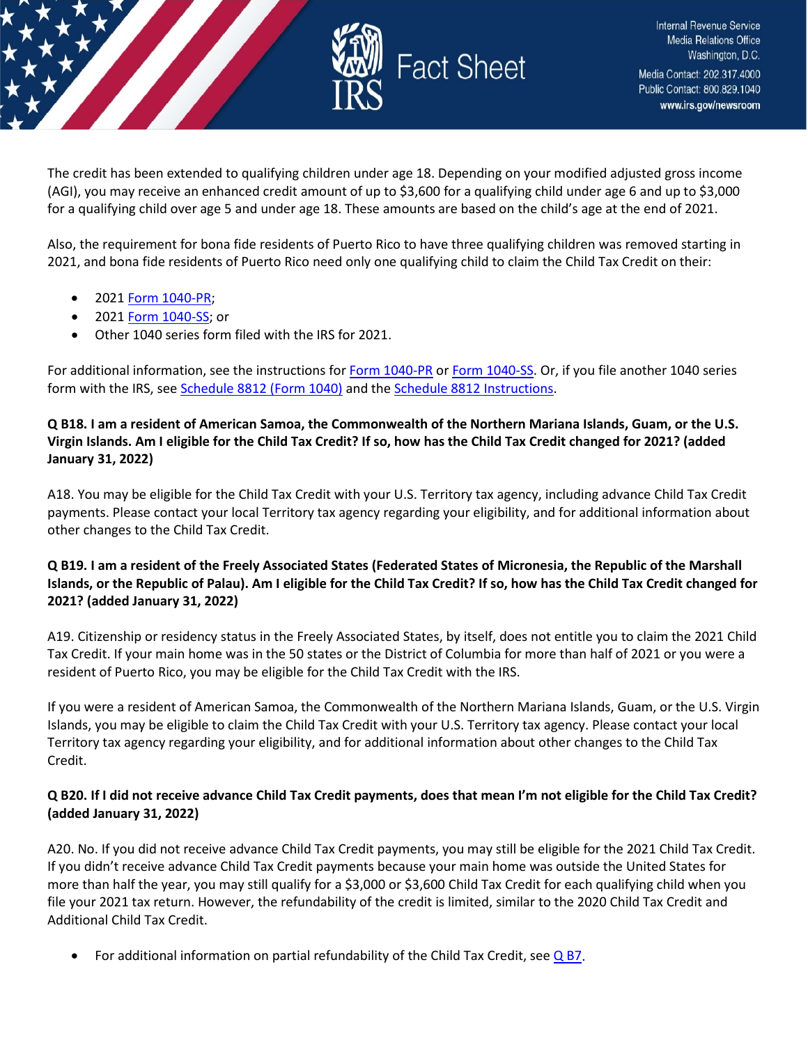The credit has been extended to qualifying children under age 18. Depending on your modified adjusted gross income (AGI), you may receive an enhanced credit amount of up to $3,600 for a qualifying child under age 6 and up to $3,000 for a qualifying child over age 5 and under age 18. These amounts are based on the child's age at the end of 2021.

Also, the requirement for bona fide residents of Puerto Rico to have three qualifying children was removed starting in 2021, and bona fide residents of Puerto Rico need only one qualifying child to claim the Child Tax Credit on their:

- 2021 Form 1040-PR;
- 2021 Form 1040-SS; or
- Other 1040 series form filed with the IRS for 2021.

For additional information, see the instructions for Form 1040-PR or Form 1040-SS. Or, if you file another 1040 series form with the IRS, see Schedule 8812 (Form 1040) and the Schedule 8812 Instructions.

**Q B18. I am a resident of American Samoa, the Commonwealth of the Northern Mariana Islands, Guam, or the U.S. Virgin Islands. Am I eligible for the Child Tax Credit? If so, how has the Child Tax Credit changed for 2021? (added January 31, 2022)**

A18. You may be eligible for the Child Tax Credit with your U.S. Territory tax agency, including advance Child Tax Credit payments. Please contact your local Territory tax agency regarding your eligibility, and for additional information about other changes to the Child Tax Credit.

**Q B19. I am a resident of the Freely Associated States (Federated States of Micronesia, the Republic of the Marshall Islands, or the Republic of Palau). Am I eligible for the Child Tax Credit? If so, how has the Child Tax Credit changed for 2021? (added January 31, 2022)**

A19. Citizenship or residency status in the Freely Associated States, by itself, does not entitle you to claim the 2021 Child Tax Credit. If your main home was in the 50 states or the District of Columbia for more than half of 2021 or you were a resident of Puerto Rico, you may be eligible for the Child Tax Credit with the IRS.

If you were a resident of American Samoa, the Commonwealth of the Northern Mariana Islands, Guam, or the U.S. Virgin Islands, you may be eligible to claim the Child Tax Credit with your U.S. Territory tax agency. Please contact your local Territory tax agency regarding your eligibility, and for additional information about other changes to the Child Tax Credit.

**Q B20. If I did not receive advance Child Tax Credit payments, does that mean I'm not eligible for the Child Tax Credit? (added January 31, 2022)**

A20. No. If you did not receive advance Child Tax Credit payments, you may still be eligible for the 2021 Child Tax Credit. If you didn't receive advance Child Tax Credit payments because your main home was outside the United States for more than half the year, you may still qualify for a $3,000 or $3,600 Child Tax Credit for each qualifying child when you file your 2021 tax return. However, the refundability of the credit is limited, similar to the 2020 Child Tax Credit and Additional Child Tax Credit.

- For additional information on partial refundability of the Child Tax Credit, see Q B7.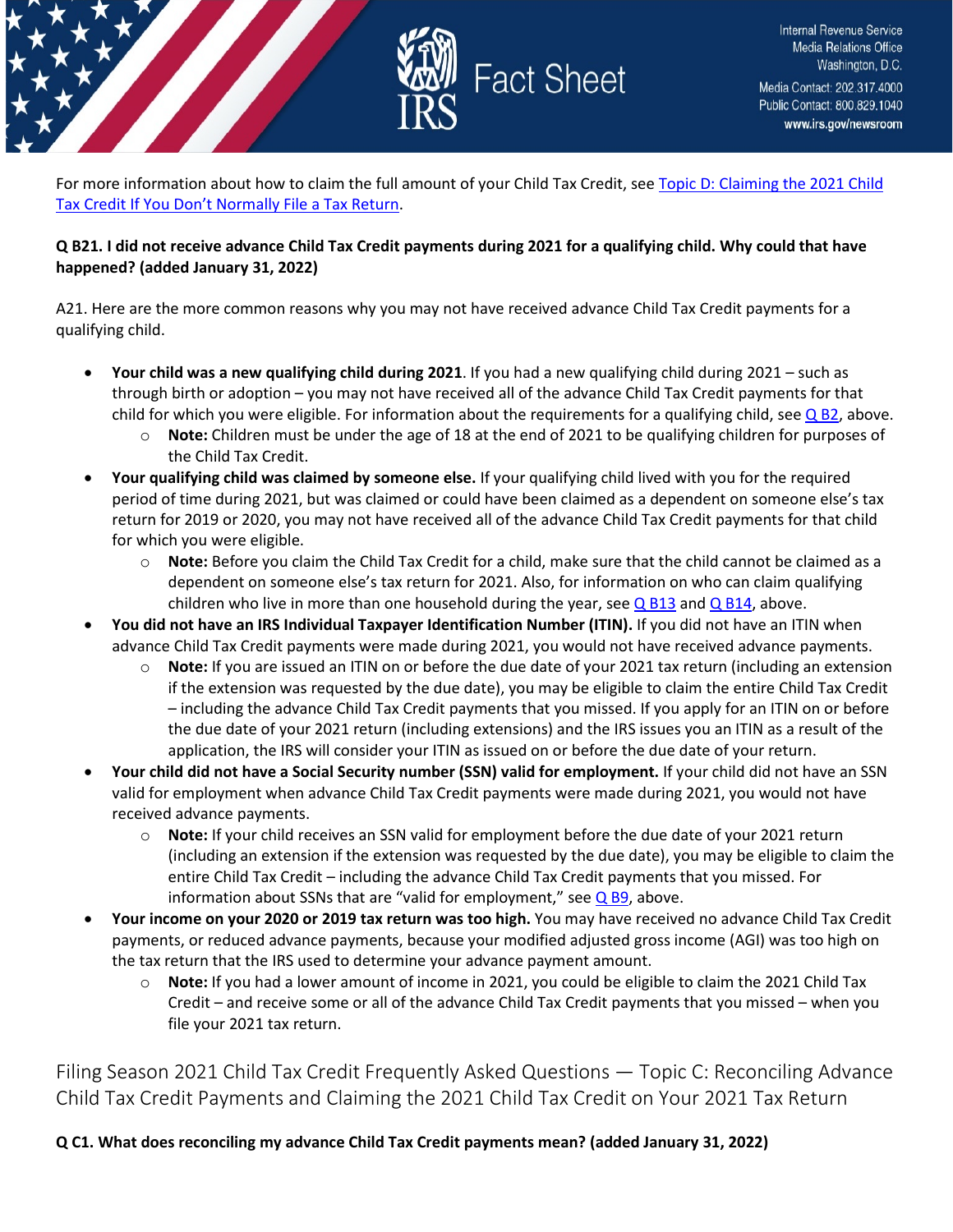For more information about how to claim the full amount of your Child Tax Credit, see Topic D: Claiming the 2021 Child Tax Credit If You Don't Normally File a Tax Return.

**Q B21. I did not receive advance Child Tax Credit payments during 2021 for a qualifying child. Why could that have happened? (added January 31, 2022)**

A21. Here are the more common reasons why you may not have received advance Child Tax Credit payments for a qualifying child.

- **Your child was a new qualifying child during 2021**. If you had a new qualifying child during 2021 – such as through birth or adoption – you may not have received all of the advance Child Tax Credit payments for that child for which you were eligible. For information about the requirements for a qualifying child, see Q B2, above.
  - **Note:** Children must be under the age of 18 at the end of 2021 to be qualifying children for purposes of the Child Tax Credit.
- **Your qualifying child was claimed by someone else.** If your qualifying child lived with you for the required period of time during 2021, but was claimed or could have been claimed as a dependent on someone else's tax return for 2019 or 2020, you may not have received all of the advance Child Tax Credit payments for that child for which you were eligible.
  - **Note:** Before you claim the Child Tax Credit for a child, make sure that the child cannot be claimed as a dependent on someone else's tax return for 2021. Also, for information on who can claim qualifying children who live in more than one household during the year, see Q B13 and Q B14, above.
- **You did not have an IRS Individual Taxpayer Identification Number (ITIN).** If you did not have an ITIN when advance Child Tax Credit payments were made during 2021, you would not have received advance payments.
  - **Note:** If you are issued an ITIN on or before the due date of your 2021 tax return (including an extension if the extension was requested by the due date), you may be eligible to claim the entire Child Tax Credit – including the advance Child Tax Credit payments that you missed. If you apply for an ITIN on or before the due date of your 2021 return (including extensions) and the IRS issues you an ITIN as a result of the application, the IRS will consider your ITIN as issued on or before the due date of your return.
- **Your child did not have a Social Security number (SSN) valid for employment.** If your child did not have an SSN valid for employment when advance Child Tax Credit payments were made during 2021, you would not have received advance payments.
  - **Note:** If your child receives an SSN valid for employment before the due date of your 2021 return (including an extension if the extension was requested by the due date), you may be eligible to claim the entire Child Tax Credit – including the advance Child Tax Credit payments that you missed. For information about SSNs that are "valid for employment," see Q B9, above.
- **Your income on your 2020 or 2019 tax return was too high.** You may have received no advance Child Tax Credit payments, or reduced advance payments, because your modified adjusted gross income (AGI) was too high on the tax return that the IRS used to determine your advance payment amount.
  - **Note:** If you had a lower amount of income in 2021, you could be eligible to claim the 2021 Child Tax Credit – and receive some or all of the advance Child Tax Credit payments that you missed – when you file your 2021 tax return.

## Filing Season 2021 Child Tax Credit Frequently Asked Questions — Topic C: Reconciling Advance Child Tax Credit Payments and Claiming the 2021 Child Tax Credit on Your 2021 Tax Return

**Q C1. What does reconciling my advance Child Tax Credit payments mean? (added January 31, 2022)**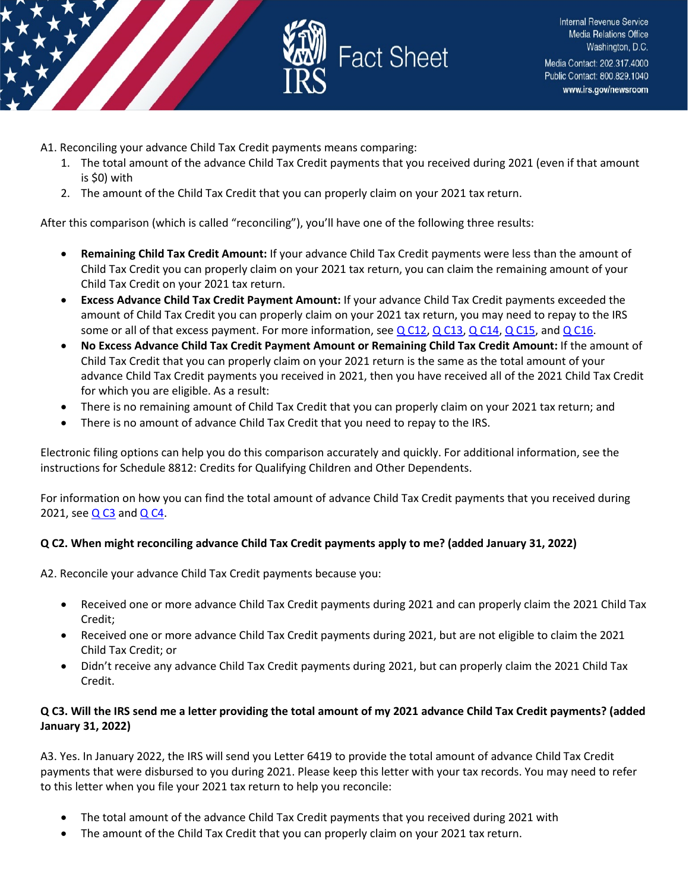A1. Reconciling your advance Child Tax Credit payments means comparing:

1. The total amount of the advance Child Tax Credit payments that you received during 2021 (even if that amount is $0) with
2. The amount of the Child Tax Credit that you can properly claim on your 2021 tax return.

After this comparison (which is called "reconciling"), you'll have one of the following three results:

- **Remaining Child Tax Credit Amount:** If your advance Child Tax Credit payments were less than the amount of Child Tax Credit you can properly claim on your 2021 tax return, you can claim the remaining amount of your Child Tax Credit on your 2021 tax return.
- **Excess Advance Child Tax Credit Payment Amount:** If your advance Child Tax Credit payments exceeded the amount of Child Tax Credit you can properly claim on your 2021 tax return, you may need to repay to the IRS some or all of that excess payment. For more information, see Q C12, Q C13, Q C14, Q C15, and Q C16.
- **No Excess Advance Child Tax Credit Payment Amount or Remaining Child Tax Credit Amount:** If the amount of Child Tax Credit that you can properly claim on your 2021 return is the same as the total amount of your advance Child Tax Credit payments you received in 2021, then you have received all of the 2021 Child Tax Credit for which you are eligible. As a result:
- There is no remaining amount of Child Tax Credit that you can properly claim on your 2021 tax return; and
- There is no amount of advance Child Tax Credit that you need to repay to the IRS.

Electronic filing options can help you do this comparison accurately and quickly. For additional information, see the instructions for Schedule 8812: Credits for Qualifying Children and Other Dependents.

For information on how you can find the total amount of advance Child Tax Credit payments that you received during 2021, see Q C3 and Q C4.

**Q C2. When might reconciling advance Child Tax Credit payments apply to me? (added January 31, 2022)**

A2. Reconcile your advance Child Tax Credit payments because you:

- Received one or more advance Child Tax Credit payments during 2021 and can properly claim the 2021 Child Tax Credit;
- Received one or more advance Child Tax Credit payments during 2021, but are not eligible to claim the 2021 Child Tax Credit; or
- Didn't receive any advance Child Tax Credit payments during 2021, but can properly claim the 2021 Child Tax Credit.

**Q C3. Will the IRS send me a letter providing the total amount of my 2021 advance Child Tax Credit payments? (added January 31, 2022)**

A3. Yes. In January 2022, the IRS will send you Letter 6419 to provide the total amount of advance Child Tax Credit payments that were disbursed to you during 2021. Please keep this letter with your tax records. You may need to refer to this letter when you file your 2021 tax return to help you reconcile:

- The total amount of the advance Child Tax Credit payments that you received during 2021 with
- The amount of the Child Tax Credit that you can properly claim on your 2021 tax return.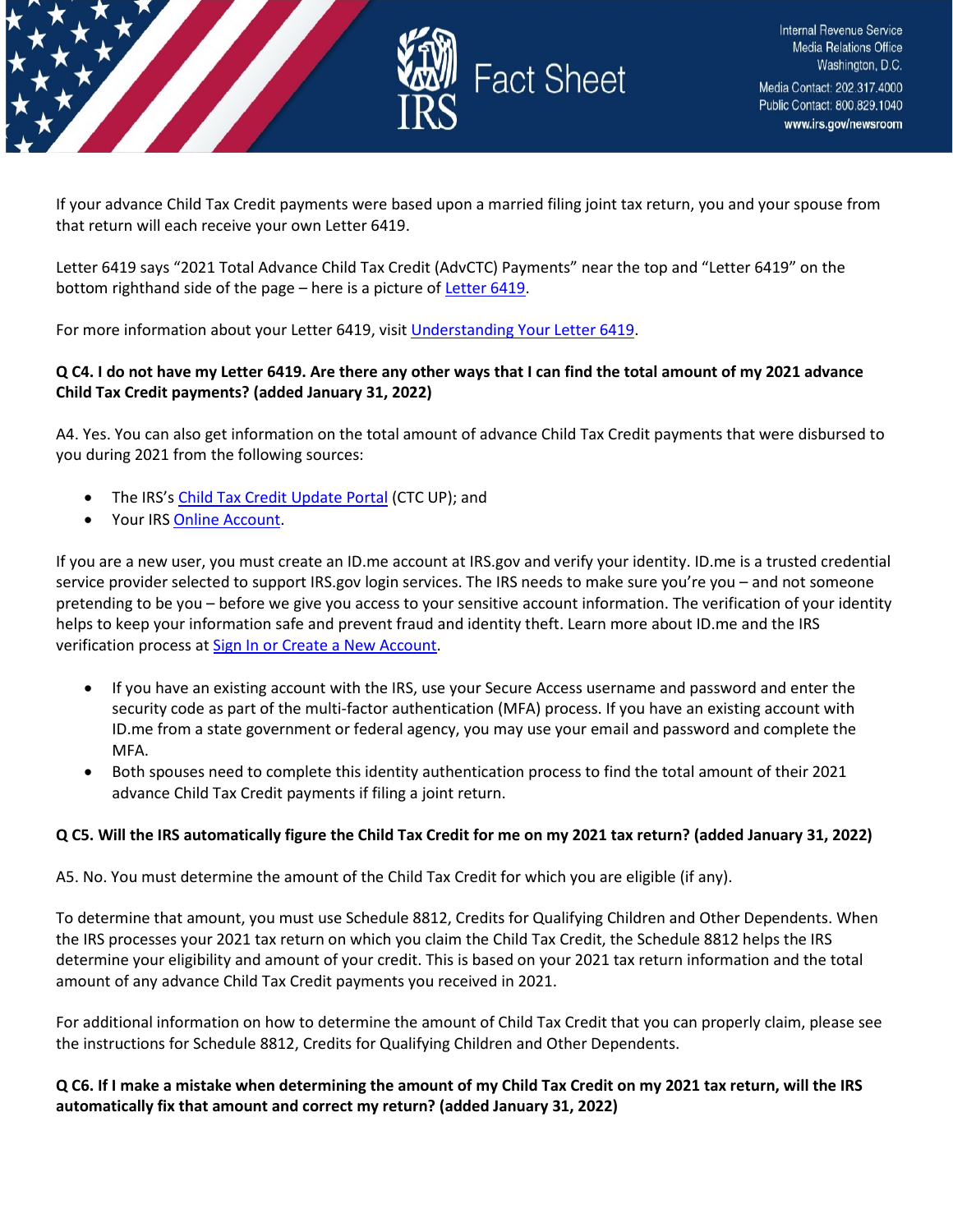If your advance Child Tax Credit payments were based upon a married filing joint tax return, you and your spouse from that return will each receive your own Letter 6419.

Letter 6419 says "2021 Total Advance Child Tax Credit (AdvCTC) Payments" near the top and "Letter 6419" on the bottom righthand side of the page – here is a picture of Letter 6419.

For more information about your Letter 6419, visit Understanding Your Letter 6419.

**Q C4. I do not have my Letter 6419. Are there any other ways that I can find the total amount of my 2021 advance Child Tax Credit payments? (added January 31, 2022)**

A4. Yes. You can also get information on the total amount of advance Child Tax Credit payments that were disbursed to you during 2021 from the following sources:

- The IRS's Child Tax Credit Update Portal (CTC UP); and
- Your IRS Online Account.

If you are a new user, you must create an ID.me account at IRS.gov and verify your identity. ID.me is a trusted credential service provider selected to support IRS.gov login services. The IRS needs to make sure you're you – and not someone pretending to be you – before we give you access to your sensitive account information. The verification of your identity helps to keep your information safe and prevent fraud and identity theft. Learn more about ID.me and the IRS verification process at Sign In or Create a New Account.

- If you have an existing account with the IRS, use your Secure Access username and password and enter the security code as part of the multi-factor authentication (MFA) process. If you have an existing account with ID.me from a state government or federal agency, you may use your email and password and complete the MFA.
- Both spouses need to complete this identity authentication process to find the total amount of their 2021 advance Child Tax Credit payments if filing a joint return.

**Q C5. Will the IRS automatically figure the Child Tax Credit for me on my 2021 tax return? (added January 31, 2022)**

A5. No. You must determine the amount of the Child Tax Credit for which you are eligible (if any).

To determine that amount, you must use Schedule 8812, Credits for Qualifying Children and Other Dependents. When the IRS processes your 2021 tax return on which you claim the Child Tax Credit, the Schedule 8812 helps the IRS determine your eligibility and amount of your credit. This is based on your 2021 tax return information and the total amount of any advance Child Tax Credit payments you received in 2021.

For additional information on how to determine the amount of Child Tax Credit that you can properly claim, please see the instructions for Schedule 8812, Credits for Qualifying Children and Other Dependents.

**Q C6. If I make a mistake when determining the amount of my Child Tax Credit on my 2021 tax return, will the IRS automatically fix that amount and correct my return? (added January 31, 2022)**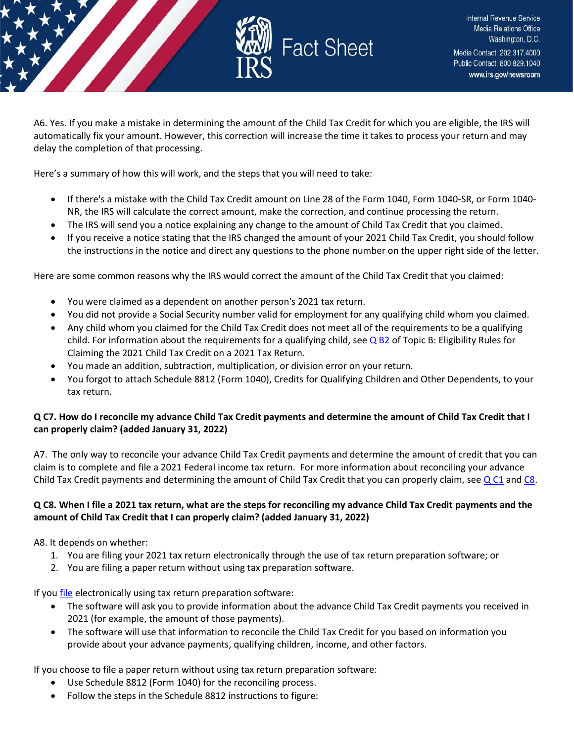A6. Yes. If you make a mistake in determining the amount of the Child Tax Credit for which you are eligible, the IRS will automatically fix your amount. However, this correction will increase the time it takes to process your return and may delay the completion of that processing.

Here's a summary of how this will work, and the steps that you will need to take:

- If there's a mistake with the Child Tax Credit amount on Line 28 of the Form 1040, Form 1040-SR, or Form 1040-NR, the IRS will calculate the correct amount, make the correction, and continue processing the return.
- The IRS will send you a notice explaining any change to the amount of Child Tax Credit that you claimed.
- If you receive a notice stating that the IRS changed the amount of your 2021 Child Tax Credit, you should follow the instructions in the notice and direct any questions to the phone number on the upper right side of the letter.

Here are some common reasons why the IRS would correct the amount of the Child Tax Credit that you claimed:

- You were claimed as a dependent on another person's 2021 tax return.
- You did not provide a Social Security number valid for employment for any qualifying child whom you claimed.
- Any child whom you claimed for the Child Tax Credit does not meet all of the requirements to be a qualifying child. For information about the requirements for a qualifying child, see Q B2 of Topic B: Eligibility Rules for Claiming the 2021 Child Tax Credit on a 2021 Tax Return.
- You made an addition, subtraction, multiplication, or division error on your return.
- You forgot to attach Schedule 8812 (Form 1040), Credits for Qualifying Children and Other Dependents, to your tax return.

**Q C7. How do I reconcile my advance Child Tax Credit payments and determine the amount of Child Tax Credit that I can properly claim? (added January 31, 2022)**

A7. The only way to reconcile your advance Child Tax Credit payments and determine the amount of credit that you can claim is to complete and file a 2021 Federal income tax return. For more information about reconciling your advance Child Tax Credit payments and determining the amount of Child Tax Credit that you can properly claim, see Q C1 and C8.

**Q C8. When I file a 2021 tax return, what are the steps for reconciling my advance Child Tax Credit payments and the amount of Child Tax Credit that I can properly claim? (added January 31, 2022)**

A8. It depends on whether:

1. You are filing your 2021 tax return electronically through the use of tax return preparation software; or
2. You are filing a paper return without using tax preparation software.

If you file electronically using tax return preparation software:

- The software will ask you to provide information about the advance Child Tax Credit payments you received in 2021 (for example, the amount of those payments).
- The software will use that information to reconcile the Child Tax Credit for you based on information you provide about your advance payments, qualifying children, income, and other factors.

If you choose to file a paper return without using tax return preparation software:

- Use Schedule 8812 (Form 1040) for the reconciling process.
- Follow the steps in the Schedule 8812 instructions to figure: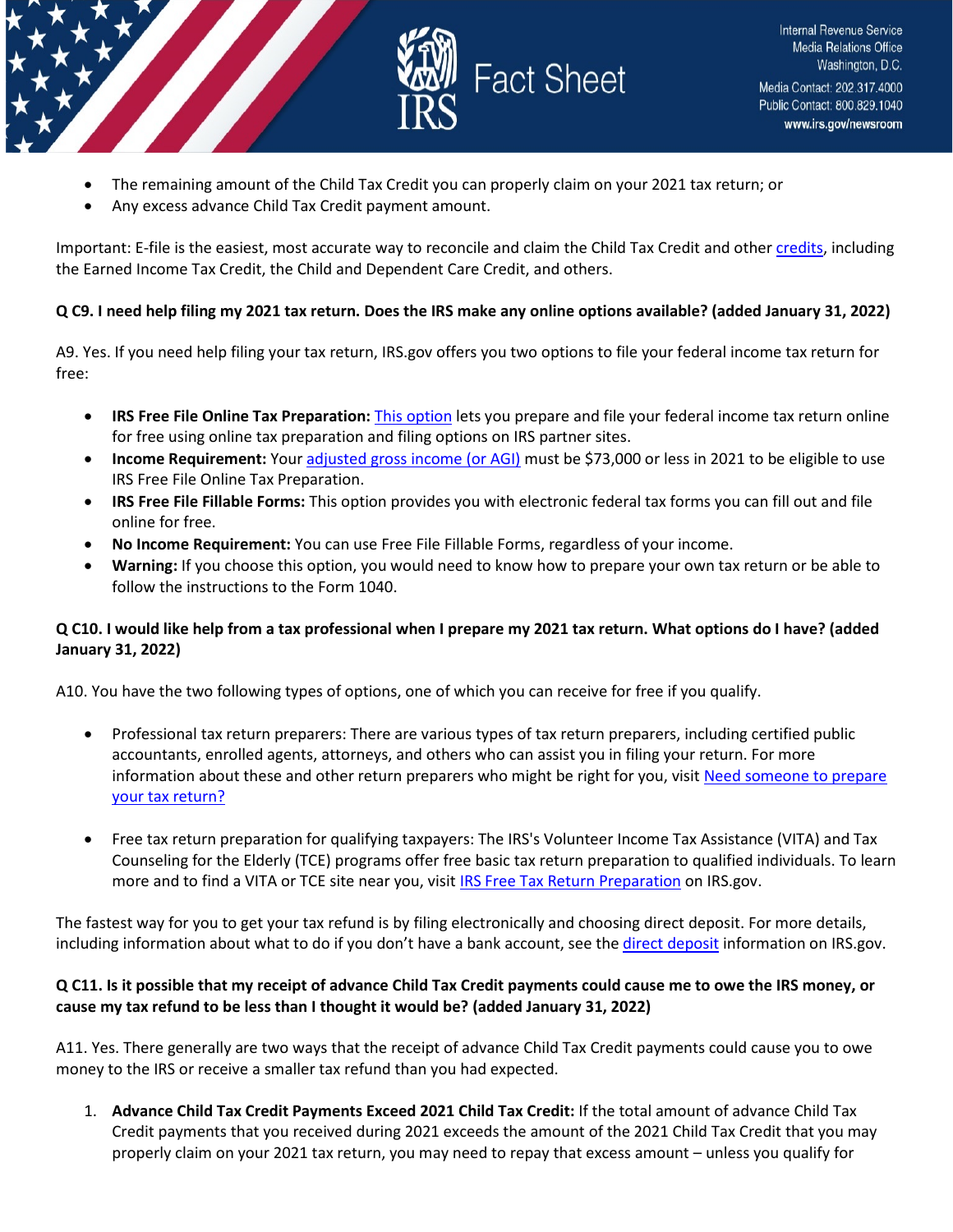- The remaining amount of the Child Tax Credit you can properly claim on your 2021 tax return; or
- Any excess advance Child Tax Credit payment amount.

Important: E-file is the easiest, most accurate way to reconcile and claim the Child Tax Credit and other credits, including the Earned Income Tax Credit, the Child and Dependent Care Credit, and others.

**Q C9. I need help filing my 2021 tax return. Does the IRS make any online options available? (added January 31, 2022)**

A9. Yes. If you need help filing your tax return, IRS.gov offers you two options to file your federal income tax return for free:

- **IRS Free File Online Tax Preparation:** This option lets you prepare and file your federal income tax return online for free using online tax preparation and filing options on IRS partner sites.
- **Income Requirement:** Your adjusted gross income (or AGI) must be $73,000 or less in 2021 to be eligible to use IRS Free File Online Tax Preparation.
- **IRS Free File Fillable Forms:** This option provides you with electronic federal tax forms you can fill out and file online for free.
- **No Income Requirement:** You can use Free File Fillable Forms, regardless of your income.
- **Warning:** If you choose this option, you would need to know how to prepare your own tax return or be able to follow the instructions to the Form 1040.

**Q C10. I would like help from a tax professional when I prepare my 2021 tax return. What options do I have? (added January 31, 2022)**

A10. You have the two following types of options, one of which you can receive for free if you qualify.

- Professional tax return preparers: There are various types of tax return preparers, including certified public accountants, enrolled agents, attorneys, and others who can assist you in filing your return. For more information about these and other return preparers who might be right for you, visit Need someone to prepare your tax return?

- Free tax return preparation for qualifying taxpayers: The IRS's Volunteer Income Tax Assistance (VITA) and Tax Counseling for the Elderly (TCE) programs offer free basic tax return preparation to qualified individuals. To learn more and to find a VITA or TCE site near you, visit IRS Free Tax Return Preparation on IRS.gov.

The fastest way for you to get your tax refund is by filing electronically and choosing direct deposit. For more details, including information about what to do if you don't have a bank account, see the direct deposit information on IRS.gov.

**Q C11. Is it possible that my receipt of advance Child Tax Credit payments could cause me to owe the IRS money, or cause my tax refund to be less than I thought it would be? (added January 31, 2022)**

A11. Yes. There generally are two ways that the receipt of advance Child Tax Credit payments could cause you to owe money to the IRS or receive a smaller tax refund than you had expected.

1. **Advance Child Tax Credit Payments Exceed 2021 Child Tax Credit:** If the total amount of advance Child Tax Credit payments that you received during 2021 exceeds the amount of the 2021 Child Tax Credit that you may properly claim on your 2021 tax return, you may need to repay that excess amount – unless you qualify for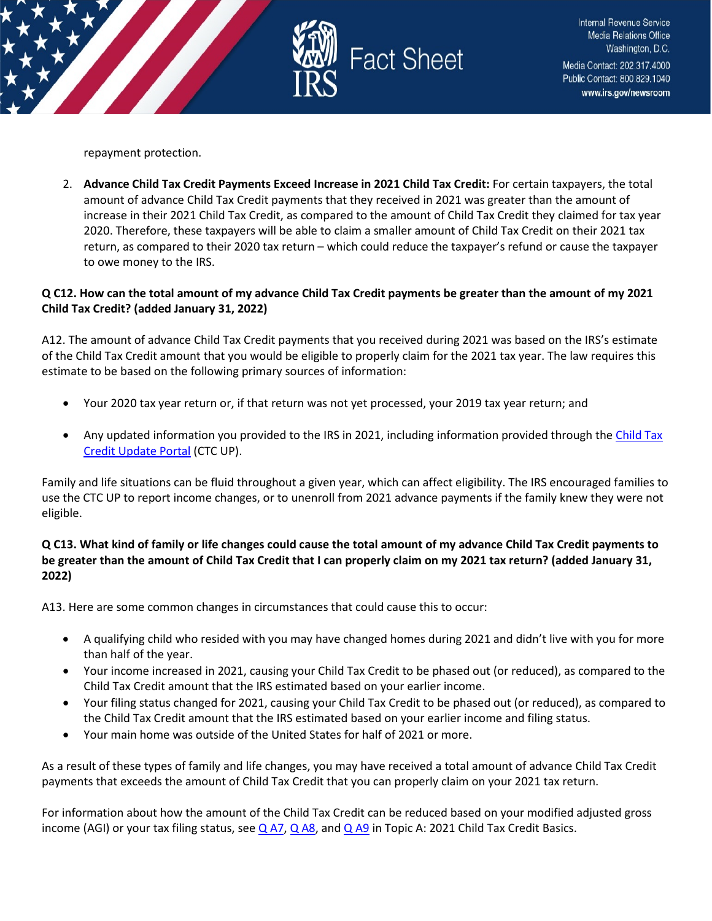repayment protection.

2. **Advance Child Tax Credit Payments Exceed Increase in 2021 Child Tax Credit:** For certain taxpayers, the total amount of advance Child Tax Credit payments that they received in 2021 was greater than the amount of increase in their 2021 Child Tax Credit, as compared to the amount of Child Tax Credit they claimed for tax year 2020. Therefore, these taxpayers will be able to claim a smaller amount of Child Tax Credit on their 2021 tax return, as compared to their 2020 tax return – which could reduce the taxpayer's refund or cause the taxpayer to owe money to the IRS.

**Q C12. How can the total amount of my advance Child Tax Credit payments be greater than the amount of my 2021 Child Tax Credit? (added January 31, 2022)**

A12. The amount of advance Child Tax Credit payments that you received during 2021 was based on the IRS's estimate of the Child Tax Credit amount that you would be eligible to properly claim for the 2021 tax year. The law requires this estimate to be based on the following primary sources of information:

- Your 2020 tax year return or, if that return was not yet processed, your 2019 tax year return; and
- Any updated information you provided to the IRS in 2021, including information provided through the Child Tax Credit Update Portal (CTC UP).

Family and life situations can be fluid throughout a given year, which can affect eligibility. The IRS encouraged families to use the CTC UP to report income changes, or to unenroll from 2021 advance payments if the family knew they were not eligible.

**Q C13. What kind of family or life changes could cause the total amount of my advance Child Tax Credit payments to be greater than the amount of Child Tax Credit that I can properly claim on my 2021 tax return? (added January 31, 2022)**

A13. Here are some common changes in circumstances that could cause this to occur:

- A qualifying child who resided with you may have changed homes during 2021 and didn't live with you for more than half of the year.
- Your income increased in 2021, causing your Child Tax Credit to be phased out (or reduced), as compared to the Child Tax Credit amount that the IRS estimated based on your earlier income.
- Your filing status changed for 2021, causing your Child Tax Credit to be phased out (or reduced), as compared to the Child Tax Credit amount that the IRS estimated based on your earlier income and filing status.
- Your main home was outside of the United States for half of 2021 or more.

As a result of these types of family and life changes, you may have received a total amount of advance Child Tax Credit payments that exceeds the amount of Child Tax Credit that you can properly claim on your 2021 tax return.

For information about how the amount of the Child Tax Credit can be reduced based on your modified adjusted gross income (AGI) or your tax filing status, see Q A7, Q A8, and Q A9 in Topic A: 2021 Child Tax Credit Basics.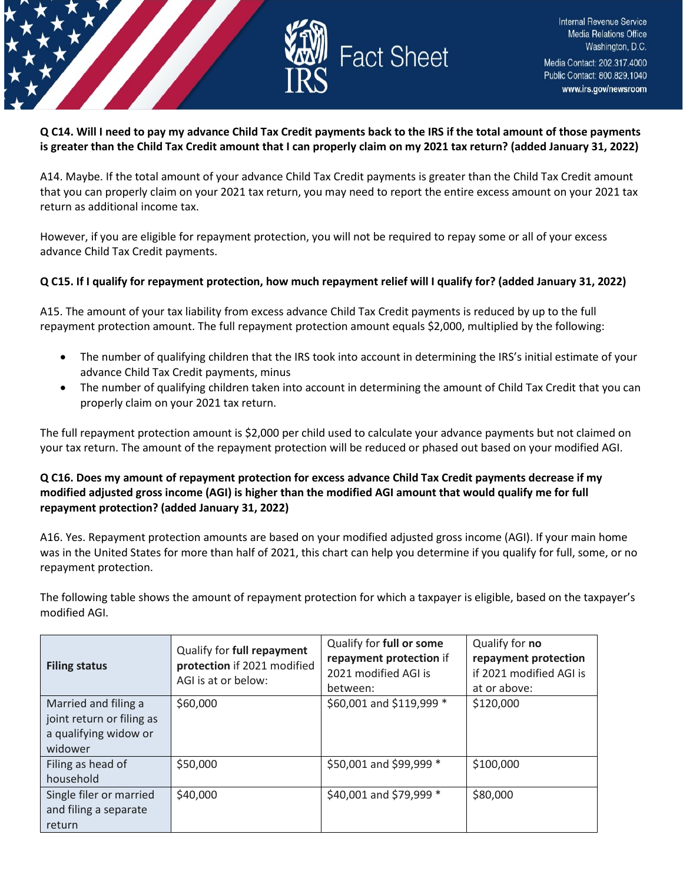**Q C14. Will I need to pay my advance Child Tax Credit payments back to the IRS if the total amount of those payments is greater than the Child Tax Credit amount that I can properly claim on my 2021 tax return? (added January 31, 2022)**

A14. Maybe. If the total amount of your advance Child Tax Credit payments is greater than the Child Tax Credit amount that you can properly claim on your 2021 tax return, you may need to report the entire excess amount on your 2021 tax return as additional income tax.

However, if you are eligible for repayment protection, you will not be required to repay some or all of your excess advance Child Tax Credit payments.

**Q C15. If I qualify for repayment protection, how much repayment relief will I qualify for? (added January 31, 2022)**

A15. The amount of your tax liability from excess advance Child Tax Credit payments is reduced by up to the full repayment protection amount. The full repayment protection amount equals $2,000, multiplied by the following:

- The number of qualifying children that the IRS took into account in determining the IRS's initial estimate of your advance Child Tax Credit payments, minus
- The number of qualifying children taken into account in determining the amount of Child Tax Credit that you can properly claim on your 2021 tax return.

The full repayment protection amount is $2,000 per child used to calculate your advance payments but not claimed on your tax return. The amount of the repayment protection will be reduced or phased out based on your modified AGI.

**Q C16. Does my amount of repayment protection for excess advance Child Tax Credit payments decrease if my modified adjusted gross income (AGI) is higher than the modified AGI amount that would qualify me for full repayment protection? (added January 31, 2022)**

A16. Yes. Repayment protection amounts are based on your modified adjusted gross income (AGI). If your main home was in the United States for more than half of 2021, this chart can help you determine if you qualify for full, some, or no repayment protection.

The following table shows the amount of repayment protection for which a taxpayer is eligible, based on the taxpayer's modified AGI.

| **Filing status** | Qualify for **full repayment protection** if 2021 modified AGI is at or below: | Qualify for **full or some repayment protection** if 2021 modified AGI is between: | Qualify for **no repayment protection** if 2021 modified AGI is at or above: |
|---|---|---|---|
| Married and filing a joint return or filing as a qualifying widow or widower | $60,000 | $60,001 and $119,999 * | $120,000 |
| Filing as head of household | $50,000 | $50,001 and $99,999 * | $100,000 |
| Single filer or married and filing a separate return | $40,000 | $40,001 and $79,999 * | $80,000 |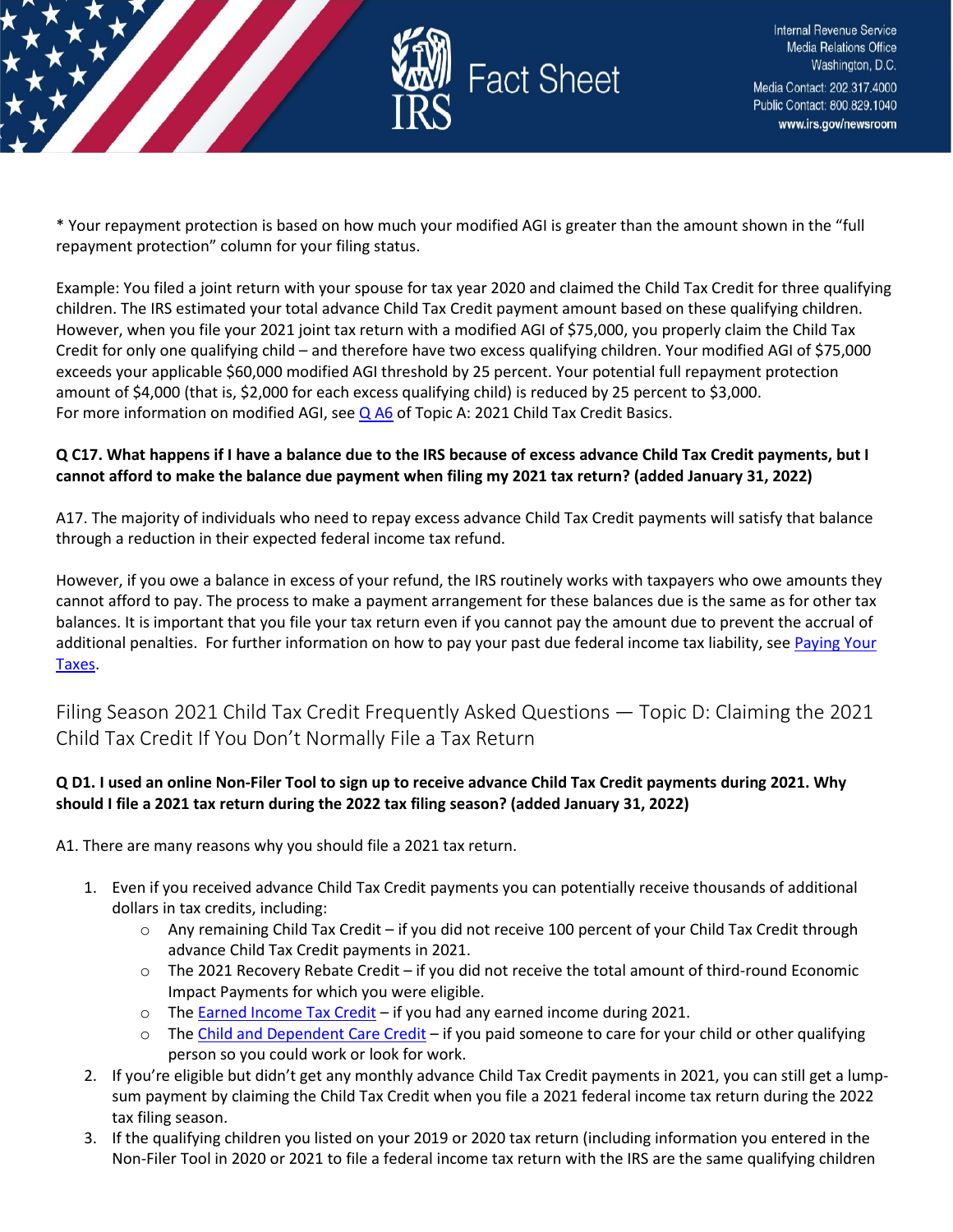* Your repayment protection is based on how much your modified AGI is greater than the amount shown in the "full repayment protection" column for your filing status.

Example: You filed a joint return with your spouse for tax year 2020 and claimed the Child Tax Credit for three qualifying children. The IRS estimated your total advance Child Tax Credit payment amount based on these qualifying children. However, when you file your 2021 joint tax return with a modified AGI of $75,000, you properly claim the Child Tax Credit for only one qualifying child – and therefore have two excess qualifying children. Your modified AGI of $75,000 exceeds your applicable $60,000 modified AGI threshold by 25 percent. Your potential full repayment protection amount of $4,000 (that is, $2,000 for each excess qualifying child) is reduced by 25 percent to $3,000. For more information on modified AGI, see Q A6 of Topic A: 2021 Child Tax Credit Basics.

**Q C17. What happens if I have a balance due to the IRS because of excess advance Child Tax Credit payments, but I cannot afford to make the balance due payment when filing my 2021 tax return? (added January 31, 2022)**

A17. The majority of individuals who need to repay excess advance Child Tax Credit payments will satisfy that balance through a reduction in their expected federal income tax refund.

However, if you owe a balance in excess of your refund, the IRS routinely works with taxpayers who owe amounts they cannot afford to pay. The process to make a payment arrangement for these balances due is the same as for other tax balances. It is important that you file your tax return even if you cannot pay the amount due to prevent the accrual of additional penalties. For further information on how to pay your past due federal income tax liability, see Paying Your Taxes.

## Filing Season 2021 Child Tax Credit Frequently Asked Questions — Topic D: Claiming the 2021 Child Tax Credit If You Don't Normally File a Tax Return

**Q D1. I used an online Non-Filer Tool to sign up to receive advance Child Tax Credit payments during 2021. Why should I file a 2021 tax return during the 2022 tax filing season? (added January 31, 2022)**

A1. There are many reasons why you should file a 2021 tax return.

1. Even if you received advance Child Tax Credit payments you can potentially receive thousands of additional dollars in tax credits, including:
   - Any remaining Child Tax Credit – if you did not receive 100 percent of your Child Tax Credit through advance Child Tax Credit payments in 2021.
   - The 2021 Recovery Rebate Credit – if you did not receive the total amount of third-round Economic Impact Payments for which you were eligible.
   - The Earned Income Tax Credit – if you had any earned income during 2021.
   - The Child and Dependent Care Credit – if you paid someone to care for your child or other qualifying person so you could work or look for work.
2. If you're eligible but didn't get any monthly advance Child Tax Credit payments in 2021, you can still get a lump-sum payment by claiming the Child Tax Credit when you file a 2021 federal income tax return during the 2022 tax filing season.
3. If the qualifying children you listed on your 2019 or 2020 tax return (including information you entered in the Non-Filer Tool in 2020 or 2021 to file a federal income tax return with the IRS are the same qualifying children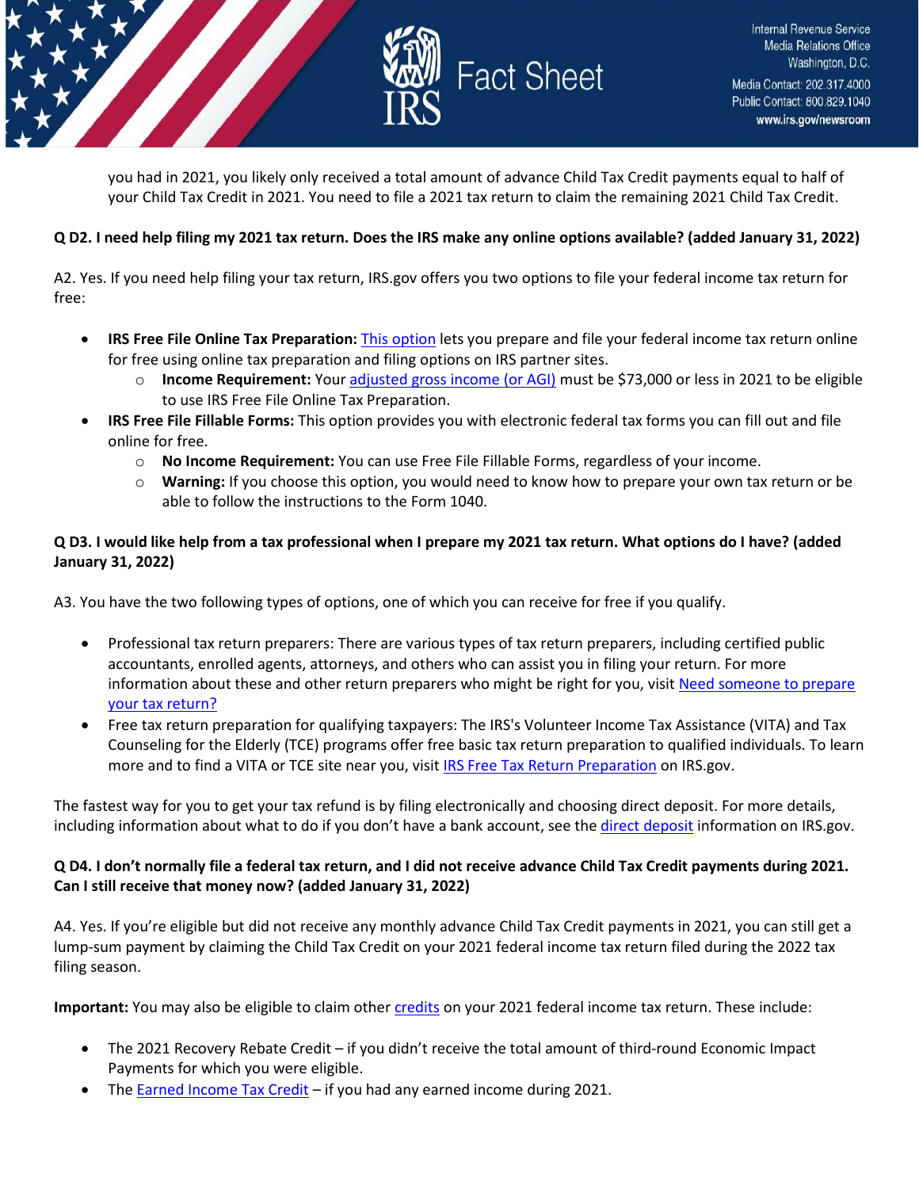you had in 2021, you likely only received a total amount of advance Child Tax Credit payments equal to half of your Child Tax Credit in 2021. You need to file a 2021 tax return to claim the remaining 2021 Child Tax Credit.

**Q D2. I need help filing my 2021 tax return. Does the IRS make any online options available? (added January 31, 2022)**

A2. Yes. If you need help filing your tax return, IRS.gov offers you two options to file your federal income tax return for free:

- **IRS Free File Online Tax Preparation:** This option lets you prepare and file your federal income tax return online for free using online tax preparation and filing options on IRS partner sites.
  - **Income Requirement:** Your adjusted gross income (or AGI) must be $73,000 or less in 2021 to be eligible to use IRS Free File Online Tax Preparation.
- **IRS Free File Fillable Forms:** This option provides you with electronic federal tax forms you can fill out and file online for free.
  - **No Income Requirement:** You can use Free File Fillable Forms, regardless of your income.
  - **Warning:** If you choose this option, you would need to know how to prepare your own tax return or be able to follow the instructions to the Form 1040.

**Q D3. I would like help from a tax professional when I prepare my 2021 tax return. What options do I have? (added January 31, 2022)**

A3. You have the two following types of options, one of which you can receive for free if you qualify.

- Professional tax return preparers: There are various types of tax return preparers, including certified public accountants, enrolled agents, attorneys, and others who can assist you in filing your return. For more information about these and other return preparers who might be right for you, visit Need someone to prepare your tax return?
- Free tax return preparation for qualifying taxpayers: The IRS's Volunteer Income Tax Assistance (VITA) and Tax Counseling for the Elderly (TCE) programs offer free basic tax return preparation to qualified individuals. To learn more and to find a VITA or TCE site near you, visit IRS Free Tax Return Preparation on IRS.gov.

The fastest way for you to get your tax refund is by filing electronically and choosing direct deposit. For more details, including information about what to do if you don't have a bank account, see the direct deposit information on IRS.gov.

**Q D4. I don't normally file a federal tax return, and I did not receive advance Child Tax Credit payments during 2021. Can I still receive that money now? (added January 31, 2022)**

A4. Yes. If you're eligible but did not receive any monthly advance Child Tax Credit payments in 2021, you can still get a lump-sum payment by claiming the Child Tax Credit on your 2021 federal income tax return filed during the 2022 tax filing season.

**Important:** You may also be eligible to claim other credits on your 2021 federal income tax return. These include:

- The 2021 Recovery Rebate Credit – if you didn't receive the total amount of third-round Economic Impact Payments for which you were eligible.
- The Earned Income Tax Credit – if you had any earned income during 2021.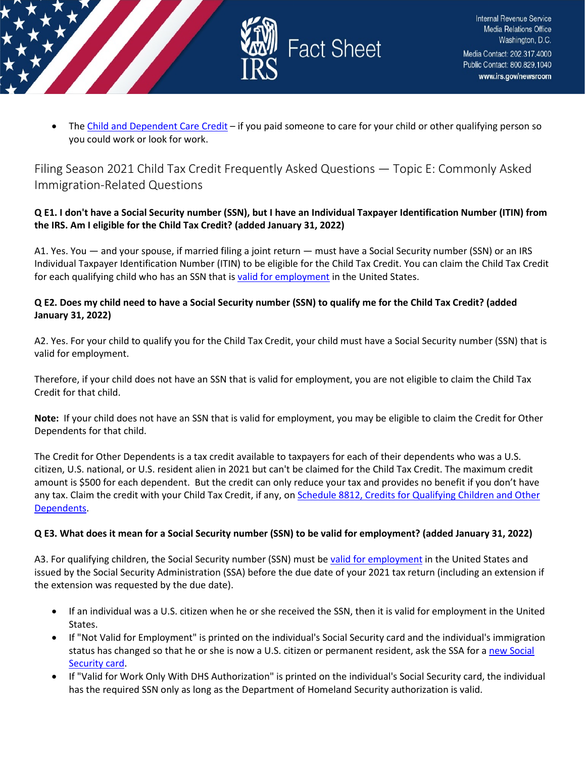- The [Child and Dependent Care Credit](#) – if you paid someone to care for your child or other qualifying person so you could work or look for work.

## Filing Season 2021 Child Tax Credit Frequently Asked Questions — Topic E: Commonly Asked Immigration-Related Questions

**Q E1. I don't have a Social Security number (SSN), but I have an Individual Taxpayer Identification Number (ITIN) from the IRS. Am I eligible for the Child Tax Credit? (added January 31, 2022)**

A1. Yes. You — and your spouse, if married filing a joint return — must have a Social Security number (SSN) or an IRS Individual Taxpayer Identification Number (ITIN) to be eligible for the Child Tax Credit. You can claim the Child Tax Credit for each qualifying child who has an SSN that is valid for employment in the United States.

**Q E2. Does my child need to have a Social Security number (SSN) to qualify me for the Child Tax Credit? (added January 31, 2022)**

A2. Yes. For your child to qualify you for the Child Tax Credit, your child must have a Social Security number (SSN) that is valid for employment.

Therefore, if your child does not have an SSN that is valid for employment, you are not eligible to claim the Child Tax Credit for that child.

**Note:** If your child does not have an SSN that is valid for employment, you may be eligible to claim the Credit for Other Dependents for that child.

The Credit for Other Dependents is a tax credit available to taxpayers for each of their dependents who was a U.S. citizen, U.S. national, or U.S. resident alien in 2021 but can't be claimed for the Child Tax Credit. The maximum credit amount is $500 for each dependent. But the credit can only reduce your tax and provides no benefit if you don't have any tax. Claim the credit with your Child Tax Credit, if any, on Schedule 8812, Credits for Qualifying Children and Other Dependents.

**Q E3. What does it mean for a Social Security number (SSN) to be valid for employment? (added January 31, 2022)**

A3. For qualifying children, the Social Security number (SSN) must be valid for employment in the United States and issued by the Social Security Administration (SSA) before the due date of your 2021 tax return (including an extension if the extension was requested by the due date).

- If an individual was a U.S. citizen when he or she received the SSN, then it is valid for employment in the United States.
- If "Not Valid for Employment" is printed on the individual's Social Security card and the individual's immigration status has changed so that he or she is now a U.S. citizen or permanent resident, ask the SSA for a new Social Security card.
- If "Valid for Work Only With DHS Authorization" is printed on the individual's Social Security card, the individual has the required SSN only as long as the Department of Homeland Security authorization is valid.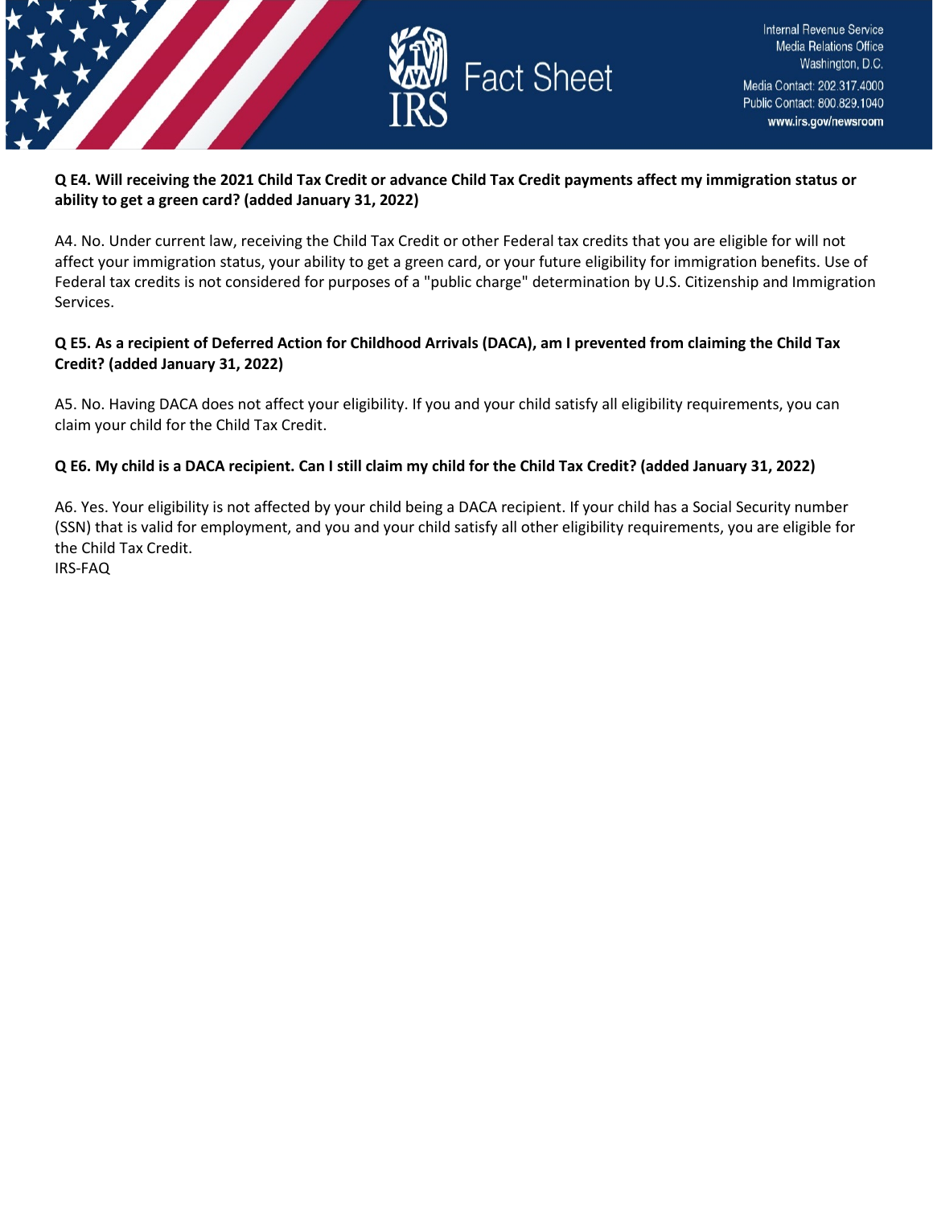**Q E4. Will receiving the 2021 Child Tax Credit or advance Child Tax Credit payments affect my immigration status or ability to get a green card? (added January 31, 2022)**

A4. No. Under current law, receiving the Child Tax Credit or other Federal tax credits that you are eligible for will not affect your immigration status, your ability to get a green card, or your future eligibility for immigration benefits. Use of Federal tax credits is not considered for purposes of a "public charge" determination by U.S. Citizenship and Immigration Services.

**Q E5. As a recipient of Deferred Action for Childhood Arrivals (DACA), am I prevented from claiming the Child Tax Credit? (added January 31, 2022)**

A5. No. Having DACA does not affect your eligibility. If you and your child satisfy all eligibility requirements, you can claim your child for the Child Tax Credit.

**Q E6. My child is a DACA recipient. Can I still claim my child for the Child Tax Credit? (added January 31, 2022)**

A6. Yes. Your eligibility is not affected by your child being a DACA recipient. If your child has a Social Security number (SSN) that is valid for employment, and you and your child satisfy all other eligibility requirements, you are eligible for the Child Tax Credit.

IRS-FAQ